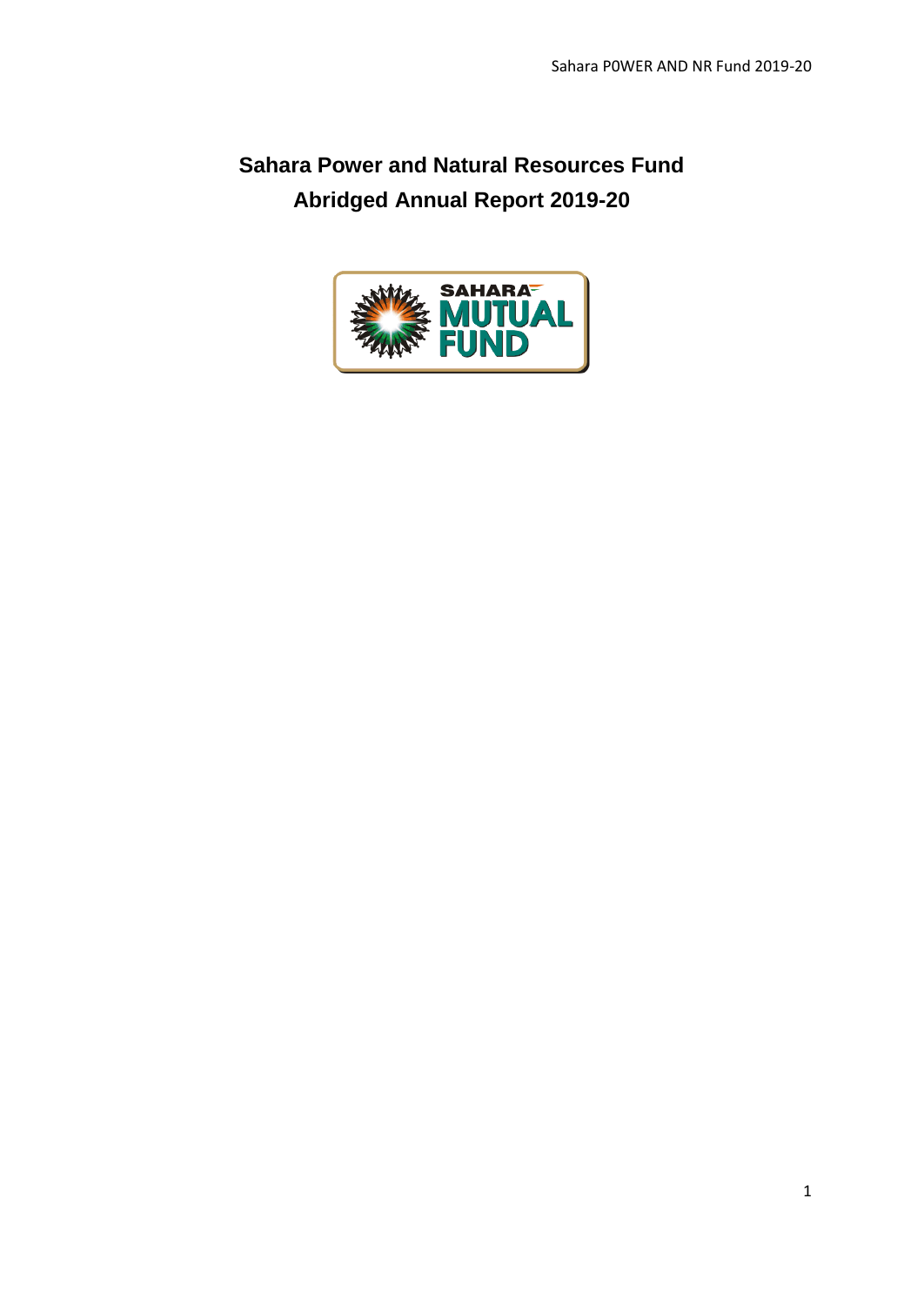# Sahara Power and Natural Resources Fund

## Abridged Annual Report 2019-20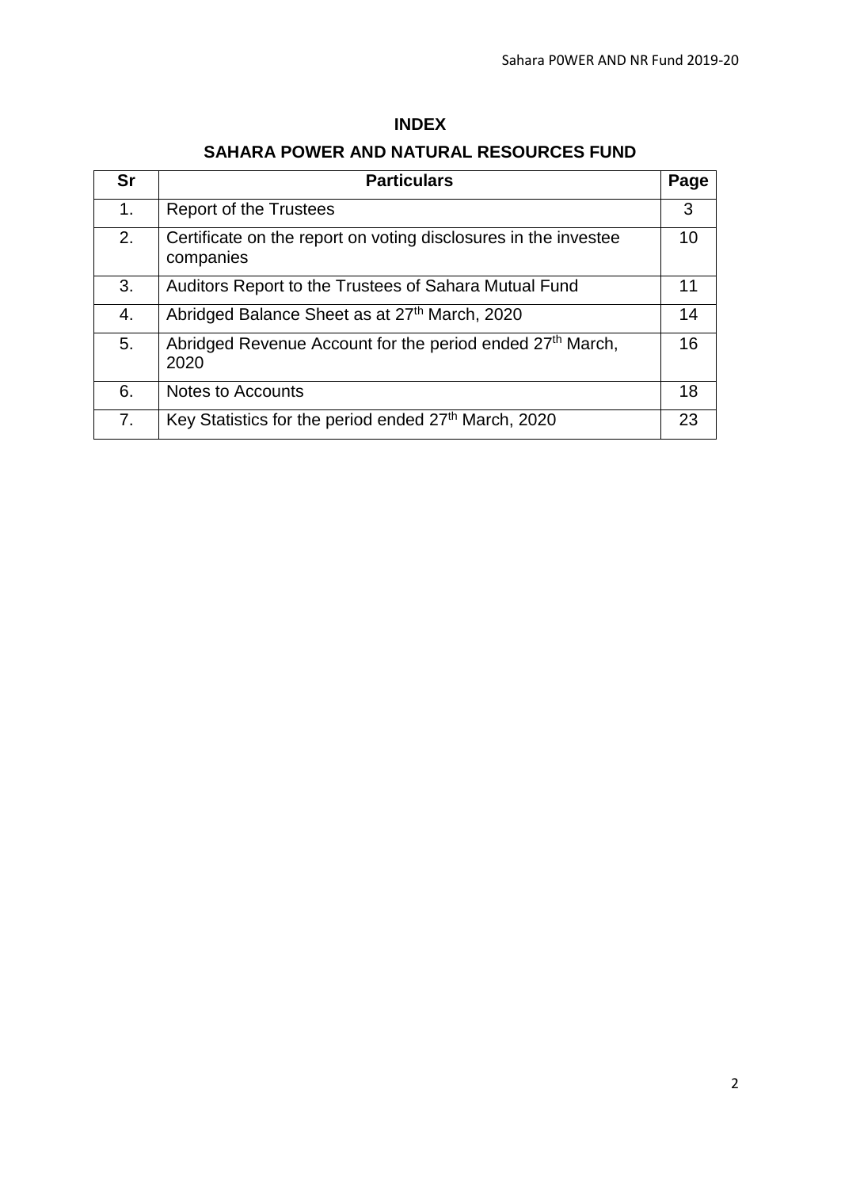# INDEX

## SAHARA POWER AND NATURAL RESOURCES FUND

| Sr | Particulars | Page |
|---|---|---|
| 1. | Report of the Trustees | 3 |
| 2. | Certificate on the report on voting disclosures in the investee companies | 10 |
| 3. | Auditors Report to the Trustees of Sahara Mutual Fund | 11 |
| 4. | Abridged Balance Sheet as at 27th March, 2020 | 14 |
| 5. | Abridged Revenue Account for the period ended 27th March, 2020 | 16 |
| 6. | Notes to Accounts | 18 |
| 7. | Key Statistics for the period ended 27th March, 2020 | 23 |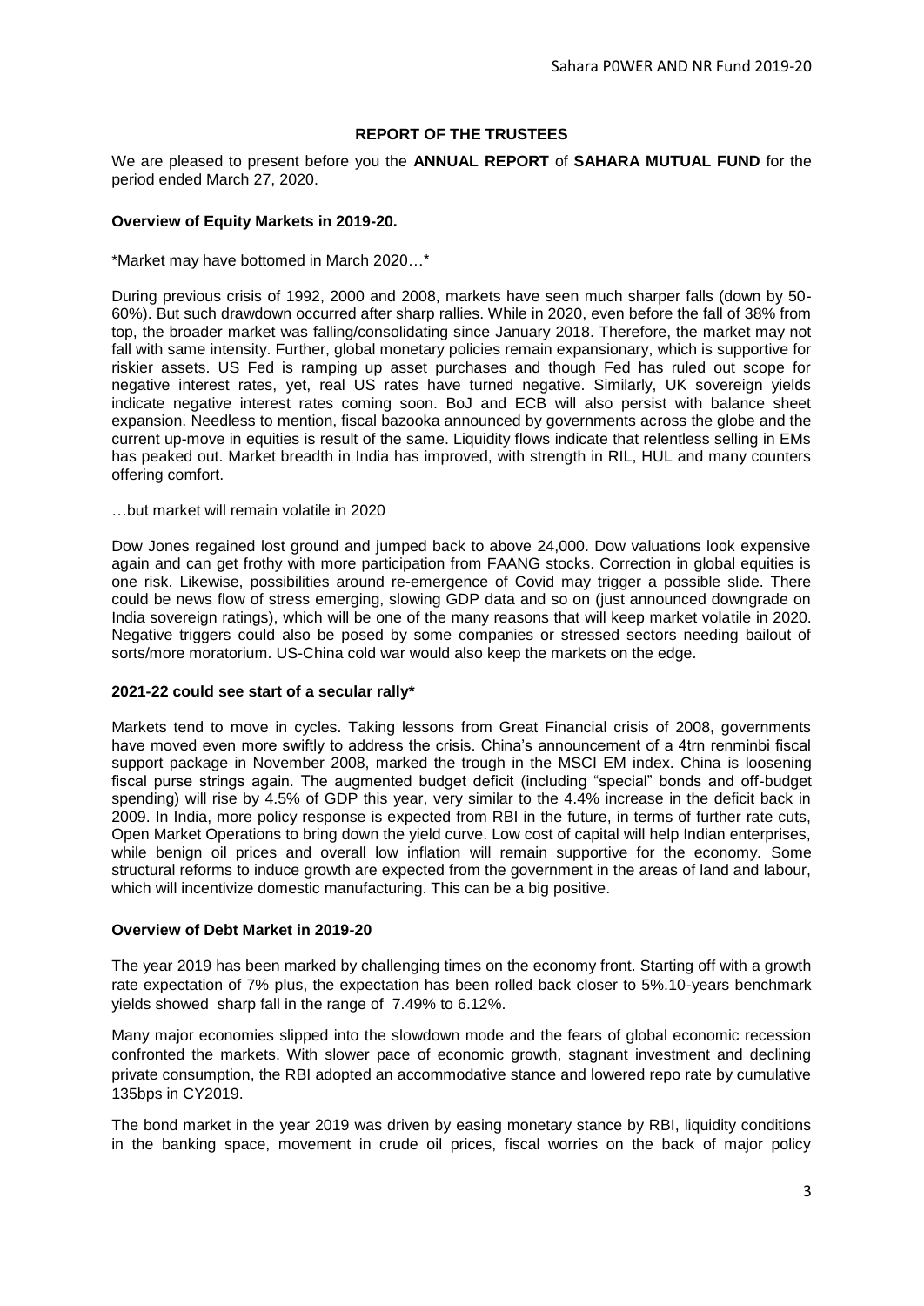## REPORT OF THE TRUSTEES

We are pleased to present before you the **ANNUAL REPORT** of **SAHARA MUTUAL FUND** for the period ended March 27, 2020.

### Overview of Equity Markets in 2019-20.

*Market may have bottomed in March 2020…*

During previous crisis of 1992, 2000 and 2008, markets have seen much sharper falls (down by 50-60%). But such drawdown occurred after sharp rallies. While in 2020, even before the fall of 38% from top, the broader market was falling/consolidating since January 2018. Therefore, the market may not fall with same intensity. Further, global monetary policies remain expansionary, which is supportive for riskier assets. US Fed is ramping up asset purchases and though Fed has ruled out scope for negative interest rates, yet, real US rates have turned negative. Similarly, UK sovereign yields indicate negative interest rates coming soon. BoJ and ECB will also persist with balance sheet expansion. Needless to mention, fiscal bazooka announced by governments across the globe and the current up-move in equities is result of the same. Liquidity flows indicate that relentless selling in EMs has peaked out. Market breadth in India has improved, with strength in RIL, HUL and many counters offering comfort.

…but market will remain volatile in 2020

Dow Jones regained lost ground and jumped back to above 24,000. Dow valuations look expensive again and can get frothy with more participation from FAANG stocks. Correction in global equities is one risk. Likewise, possibilities around re-emergence of Covid may trigger a possible slide. There could be news flow of stress emerging, slowing GDP data and so on (just announced downgrade on India sovereign ratings), which will be one of the many reasons that will keep market volatile in 2020. Negative triggers could also be posed by some companies or stressed sectors needing bailout of sorts/more moratorium. US-China cold war would also keep the markets on the edge.

### 2021-22 could see start of a secular rally*

Markets tend to move in cycles. Taking lessons from Great Financial crisis of 2008, governments have moved even more swiftly to address the crisis. China's announcement of a 4trn renminbi fiscal support package in November 2008, marked the trough in the MSCI EM index. China is loosening fiscal purse strings again. The augmented budget deficit (including "special" bonds and off-budget spending) will rise by 4.5% of GDP this year, very similar to the 4.4% increase in the deficit back in 2009. In India, more policy response is expected from RBI in the future, in terms of further rate cuts, Open Market Operations to bring down the yield curve. Low cost of capital will help Indian enterprises, while benign oil prices and overall low inflation will remain supportive for the economy. Some structural reforms to induce growth are expected from the government in the areas of land and labour, which will incentivize domestic manufacturing. This can be a big positive.

### Overview of Debt Market in 2019-20

The year 2019 has been marked by challenging times on the economy front. Starting off with a growth rate expectation of 7% plus, the expectation has been rolled back closer to 5%.10-years benchmark yields showed sharp fall in the range of 7.49% to 6.12%.

Many major economies slipped into the slowdown mode and the fears of global economic recession confronted the markets. With slower pace of economic growth, stagnant investment and declining private consumption, the RBI adopted an accommodative stance and lowered repo rate by cumulative 135bps in CY2019.

The bond market in the year 2019 was driven by easing monetary stance by RBI, liquidity conditions in the banking space, movement in crude oil prices, fiscal worries on the back of major policy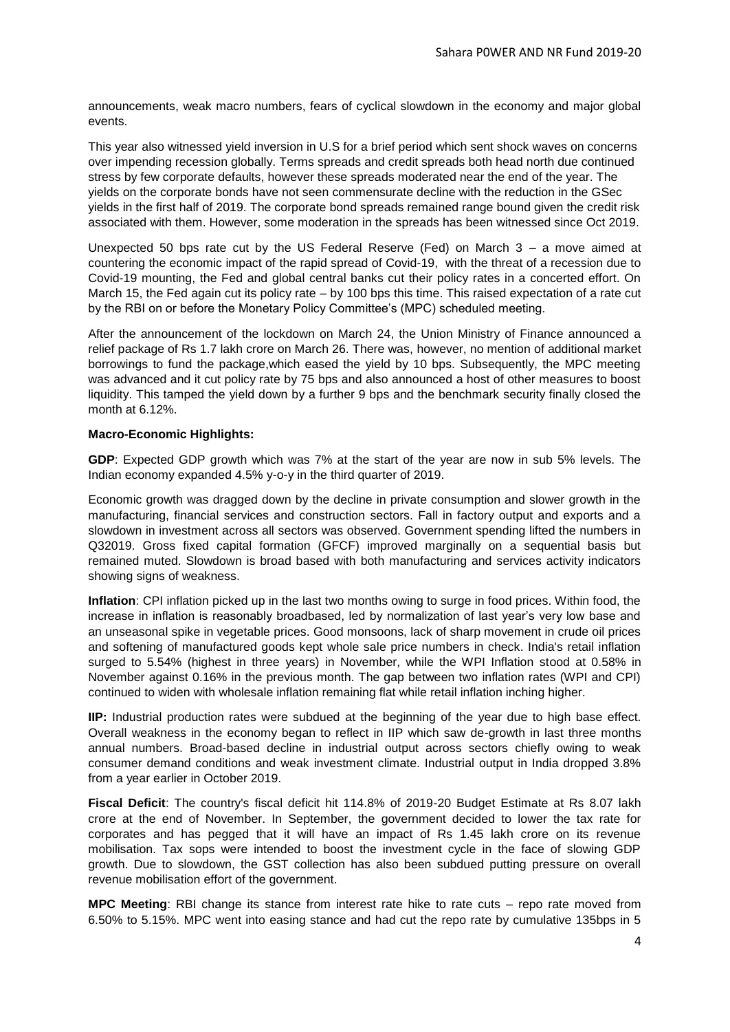announcements, weak macro numbers, fears of cyclical slowdown in the economy and major global events.

This year also witnessed yield inversion in U.S for a brief period which sent shock waves on concerns over impending recession globally. Terms spreads and credit spreads both head north due continued stress by few corporate defaults, however these spreads moderated near the end of the year. The yields on the corporate bonds have not seen commensurate decline with the reduction in the GSec yields in the first half of 2019. The corporate bond spreads remained range bound given the credit risk associated with them. However, some moderation in the spreads has been witnessed since Oct 2019.

Unexpected 50 bps rate cut by the US Federal Reserve (Fed) on March 3 – a move aimed at countering the economic impact of the rapid spread of Covid-19, with the threat of a recession due to Covid-19 mounting, the Fed and global central banks cut their policy rates in a concerted effort. On March 15, the Fed again cut its policy rate – by 100 bps this time. This raised expectation of a rate cut by the RBI on or before the Monetary Policy Committee's (MPC) scheduled meeting.

After the announcement of the lockdown on March 24, the Union Ministry of Finance announced a relief package of Rs 1.7 lakh crore on March 26. There was, however, no mention of additional market borrowings to fund the package,which eased the yield by 10 bps. Subsequently, the MPC meeting was advanced and it cut policy rate by 75 bps and also announced a host of other measures to boost liquidity. This tamped the yield down by a further 9 bps and the benchmark security finally closed the month at 6.12%.

**Macro-Economic Highlights:**

**GDP**: Expected GDP growth which was 7% at the start of the year are now in sub 5% levels. The Indian economy expanded 4.5% y-o-y in the third quarter of 2019.

Economic growth was dragged down by the decline in private consumption and slower growth in the manufacturing, financial services and construction sectors. Fall in factory output and exports and a slowdown in investment across all sectors was observed. Government spending lifted the numbers in Q32019. Gross fixed capital formation (GFCF) improved marginally on a sequential basis but remained muted. Slowdown is broad based with both manufacturing and services activity indicators showing signs of weakness.

**Inflation**: CPI inflation picked up in the last two months owing to surge in food prices. Within food, the increase in inflation is reasonably broadbased, led by normalization of last year's very low base and an unseasonal spike in vegetable prices. Good monsoons, lack of sharp movement in crude oil prices and softening of manufactured goods kept whole sale price numbers in check. India's retail inflation surged to 5.54% (highest in three years) in November, while the WPI Inflation stood at 0.58% in November against 0.16% in the previous month. The gap between two inflation rates (WPI and CPI) continued to widen with wholesale inflation remaining flat while retail inflation inching higher.

**IIP:** Industrial production rates were subdued at the beginning of the year due to high base effect. Overall weakness in the economy began to reflect in IIP which saw de-growth in last three months annual numbers. Broad-based decline in industrial output across sectors chiefly owing to weak consumer demand conditions and weak investment climate. Industrial output in India dropped 3.8% from a year earlier in October 2019.

**Fiscal Deficit**: The country's fiscal deficit hit 114.8% of 2019-20 Budget Estimate at Rs 8.07 lakh crore at the end of November. In September, the government decided to lower the tax rate for corporates and has pegged that it will have an impact of Rs 1.45 lakh crore on its revenue mobilisation. Tax sops were intended to boost the investment cycle in the face of slowing GDP growth. Due to slowdown, the GST collection has also been subdued putting pressure on overall revenue mobilisation effort of the government.

**MPC Meeting**: RBI change its stance from interest rate hike to rate cuts – repo rate moved from 6.50% to 5.15%. MPC went into easing stance and had cut the repo rate by cumulative 135bps in 5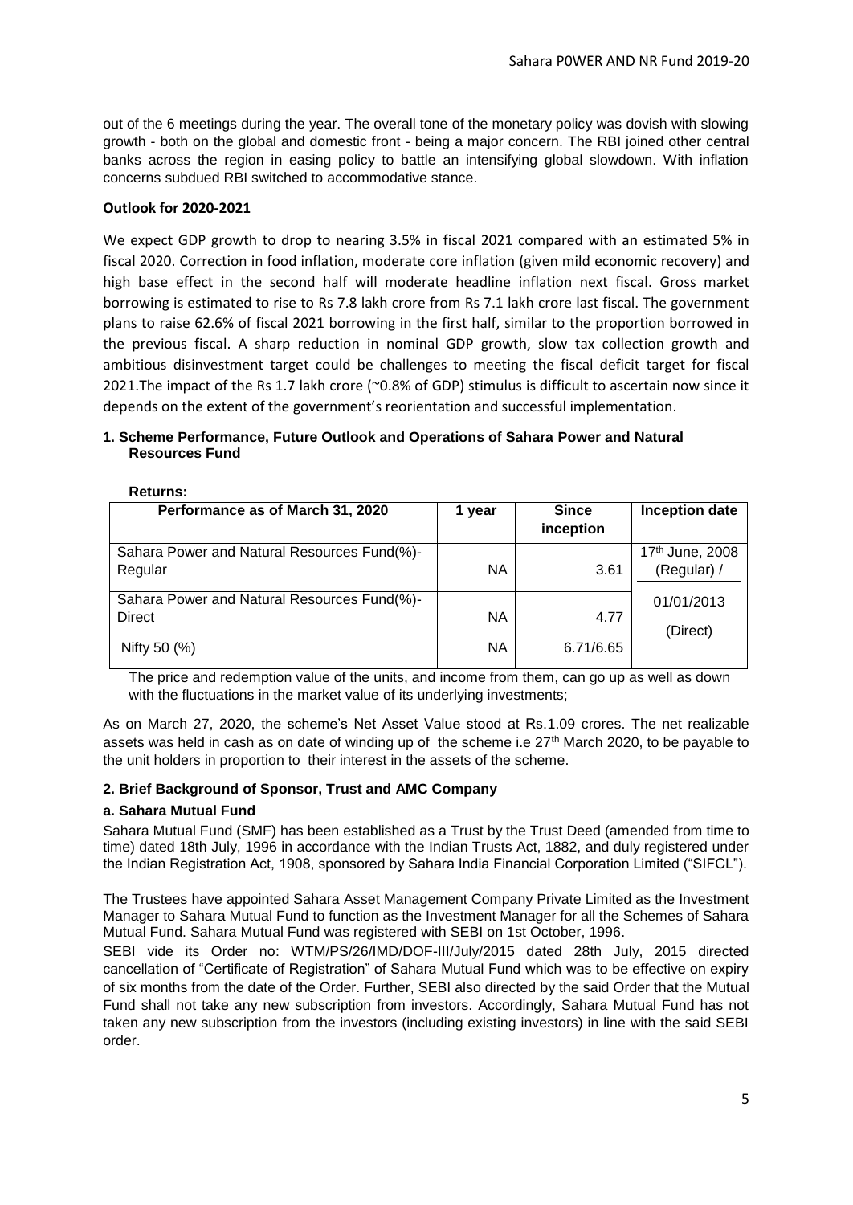out of the 6 meetings during the year. The overall tone of the monetary policy was dovish with slowing growth - both on the global and domestic front - being a major concern. The RBI joined other central banks across the region in easing policy to battle an intensifying global slowdown. With inflation concerns subdued RBI switched to accommodative stance.

**Outlook for 2020-2021**

We expect GDP growth to drop to nearing 3.5% in fiscal 2021 compared with an estimated 5% in fiscal 2020. Correction in food inflation, moderate core inflation (given mild economic recovery) and high base effect in the second half will moderate headline inflation next fiscal. Gross market borrowing is estimated to rise to Rs 7.8 lakh crore from Rs 7.1 lakh crore last fiscal. The government plans to raise 62.6% of fiscal 2021 borrowing in the first half, similar to the proportion borrowed in the previous fiscal. A sharp reduction in nominal GDP growth, slow tax collection growth and ambitious disinvestment target could be challenges to meeting the fiscal deficit target for fiscal 2021.The impact of the Rs 1.7 lakh crore (~0.8% of GDP) stimulus is difficult to ascertain now since it depends on the extent of the government's reorientation and successful implementation.

**1. Scheme Performance, Future Outlook and Operations of Sahara Power and Natural Resources Fund**

**Returns:**

| Performance as of March 31, 2020 | 1 year | Since inception | Inception date |
|---|---|---|---|
| Sahara Power and Natural Resources Fund(%)-Regular | NA | 3.61 | 17th June, 2008 (Regular) / |
| Sahara Power and Natural Resources Fund(%)-Direct | NA | 4.77 | 01/01/2013 (Direct) |
| Nifty 50 (%) | NA | 6.71/6.65 | |

The price and redemption value of the units, and income from them, can go up as well as down with the fluctuations in the market value of its underlying investments;

As on March 27, 2020, the scheme's Net Asset Value stood at Rs.1.09 crores. The net realizable assets was held in cash as on date of winding up of the scheme i.e 27th March 2020, to be payable to the unit holders in proportion to their interest in the assets of the scheme.

**2. Brief Background of Sponsor, Trust and AMC Company**

**a. Sahara Mutual Fund**

Sahara Mutual Fund (SMF) has been established as a Trust by the Trust Deed (amended from time to time) dated 18th July, 1996 in accordance with the Indian Trusts Act, 1882, and duly registered under the Indian Registration Act, 1908, sponsored by Sahara India Financial Corporation Limited ("SIFCL").

The Trustees have appointed Sahara Asset Management Company Private Limited as the Investment Manager to Sahara Mutual Fund to function as the Investment Manager for all the Schemes of Sahara Mutual Fund. Sahara Mutual Fund was registered with SEBI on 1st October, 1996.

SEBI vide its Order no: WTM/PS/26/IMD/DOF-III/July/2015 dated 28th July, 2015 directed cancellation of "Certificate of Registration" of Sahara Mutual Fund which was to be effective on expiry of six months from the date of the Order. Further, SEBI also directed by the said Order that the Mutual Fund shall not take any new subscription from investors. Accordingly, Sahara Mutual Fund has not taken any new subscription from the investors (including existing investors) in line with the said SEBI order.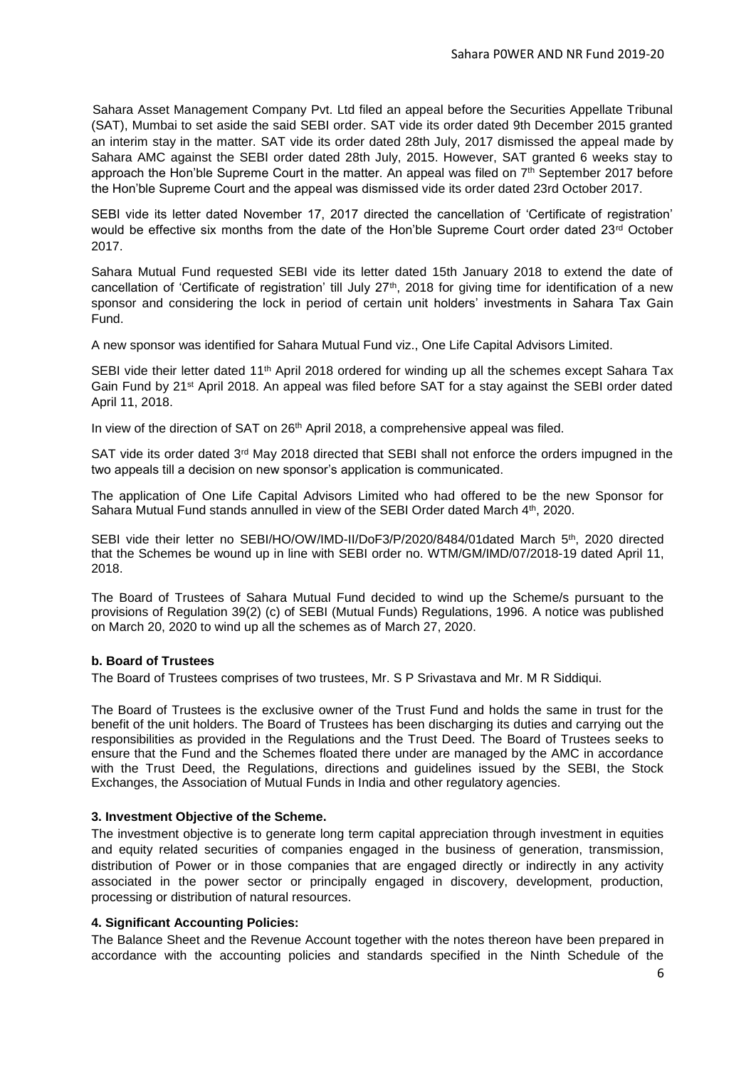Sahara Asset Management Company Pvt. Ltd filed an appeal before the Securities Appellate Tribunal (SAT), Mumbai to set aside the said SEBI order. SAT vide its order dated 9th December 2015 granted an interim stay in the matter. SAT vide its order dated 28th July, 2017 dismissed the appeal made by Sahara AMC against the SEBI order dated 28th July, 2015. However, SAT granted 6 weeks stay to approach the Hon'ble Supreme Court in the matter. An appeal was filed on 7th September 2017 before the Hon'ble Supreme Court and the appeal was dismissed vide its order dated 23rd October 2017.

SEBI vide its letter dated November 17, 2017 directed the cancellation of 'Certificate of registration' would be effective six months from the date of the Hon'ble Supreme Court order dated 23rd October 2017.

Sahara Mutual Fund requested SEBI vide its letter dated 15th January 2018 to extend the date of cancellation of 'Certificate of registration' till July 27th, 2018 for giving time for identification of a new sponsor and considering the lock in period of certain unit holders' investments in Sahara Tax Gain Fund.

A new sponsor was identified for Sahara Mutual Fund viz., One Life Capital Advisors Limited.

SEBI vide their letter dated 11th April 2018 ordered for winding up all the schemes except Sahara Tax Gain Fund by 21st April 2018. An appeal was filed before SAT for a stay against the SEBI order dated April 11, 2018.

In view of the direction of SAT on 26th April 2018, a comprehensive appeal was filed.

SAT vide its order dated 3rd May 2018 directed that SEBI shall not enforce the orders impugned in the two appeals till a decision on new sponsor's application is communicated.

The application of One Life Capital Advisors Limited who had offered to be the new Sponsor for Sahara Mutual Fund stands annulled in view of the SEBI Order dated March 4th, 2020.

SEBI vide their letter no SEBI/HO/OW/IMD-II/DoF3/P/2020/8484/01dated March 5th, 2020 directed that the Schemes be wound up in line with SEBI order no. WTM/GM/IMD/07/2018-19 dated April 11, 2018.

The Board of Trustees of Sahara Mutual Fund decided to wind up the Scheme/s pursuant to the provisions of Regulation 39(2) (c) of SEBI (Mutual Funds) Regulations, 1996. A notice was published on March 20, 2020 to wind up all the schemes as of March 27, 2020.

**b. Board of Trustees**

The Board of Trustees comprises of two trustees, Mr. S P Srivastava and Mr. M R Siddiqui.

The Board of Trustees is the exclusive owner of the Trust Fund and holds the same in trust for the benefit of the unit holders. The Board of Trustees has been discharging its duties and carrying out the responsibilities as provided in the Regulations and the Trust Deed. The Board of Trustees seeks to ensure that the Fund and the Schemes floated there under are managed by the AMC in accordance with the Trust Deed, the Regulations, directions and guidelines issued by the SEBI, the Stock Exchanges, the Association of Mutual Funds in India and other regulatory agencies.

**3. Investment Objective of the Scheme.**

The investment objective is to generate long term capital appreciation through investment in equities and equity related securities of companies engaged in the business of generation, transmission, distribution of Power or in those companies that are engaged directly or indirectly in any activity associated in the power sector or principally engaged in discovery, development, production, processing or distribution of natural resources.

**4. Significant Accounting Policies:**

The Balance Sheet and the Revenue Account together with the notes thereon have been prepared in accordance with the accounting policies and standards specified in the Ninth Schedule of the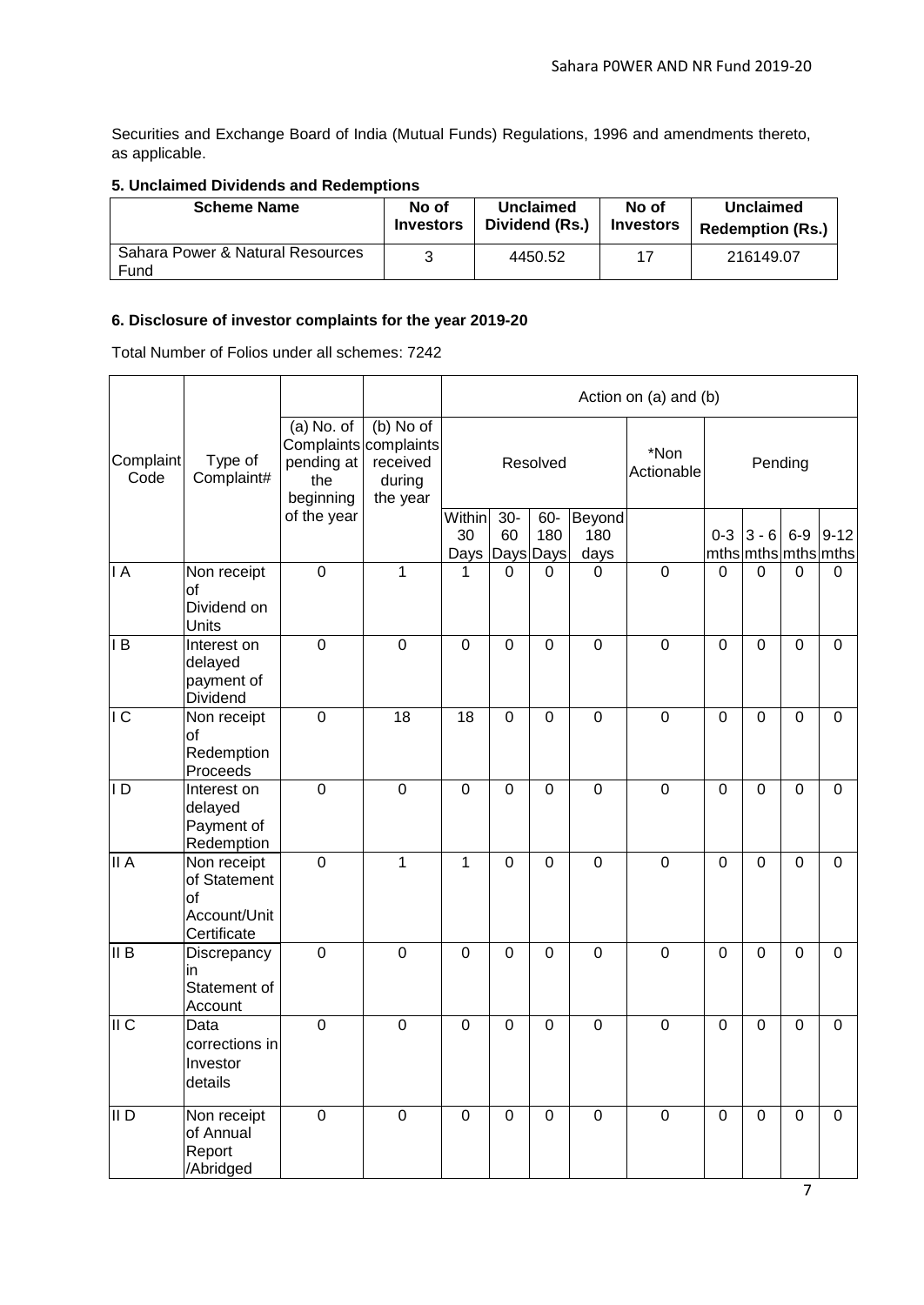Securities and Exchange Board of India (Mutual Funds) Regulations, 1996 and amendments thereto, as applicable.

### 5. Unclaimed Dividends and Redemptions

| Scheme Name | No of Investors | Unclaimed Dividend (Rs.) | No of Investors | Unclaimed Redemption (Rs.) |
|---|---|---|---|---|
| Sahara Power & Natural Resources Fund | 3 | 4450.52 | 17 | 216149.07 |

### 6. Disclosure of investor complaints for the year 2019-20

Total Number of Folios under all schemes: 7242

| Complaint Code | Type of Complaint# | (a) No. of Complaints pending at the beginning of the year | (b) No of complaints received during the year | Action on (a) and (b) | | | | | | | | |
|---|---|---|---|---|---|---|---|---|---|---|---|---|
| | | | | Resolved | | | | *Non Actionable | Pending | | | |
| | | | | Within 30 Days | 30-60 Days | 60-180 Days | Beyond 180 days | | 0-3 mths | 3 - 6 mths | 6-9 mths | 9-12 mths |
| I A | Non receipt of Dividend on Units | 0 | 1 | 1 | 0 | 0 | 0 | 0 | 0 | 0 | 0 | 0 |
| I B | Interest on delayed payment of Dividend | 0 | 0 | 0 | 0 | 0 | 0 | 0 | 0 | 0 | 0 | 0 |
| I C | Non receipt of Redemption Proceeds | 0 | 18 | 18 | 0 | 0 | 0 | 0 | 0 | 0 | 0 | 0 |
| I D | Interest on delayed Payment of Redemption | 0 | 0 | 0 | 0 | 0 | 0 | 0 | 0 | 0 | 0 | 0 |
| II A | Non receipt of Statement of Account/Unit Certificate | 0 | 1 | 1 | 0 | 0 | 0 | 0 | 0 | 0 | 0 | 0 |
| II B | Discrepancy in Statement of Account | 0 | 0 | 0 | 0 | 0 | 0 | 0 | 0 | 0 | 0 | 0 |
| II C | Data corrections in Investor details | 0 | 0 | 0 | 0 | 0 | 0 | 0 | 0 | 0 | 0 | 0 |
| II D | Non receipt of Annual Report /Abridged | 0 | 0 | 0 | 0 | 0 | 0 | 0 | 0 | 0 | 0 | 0 |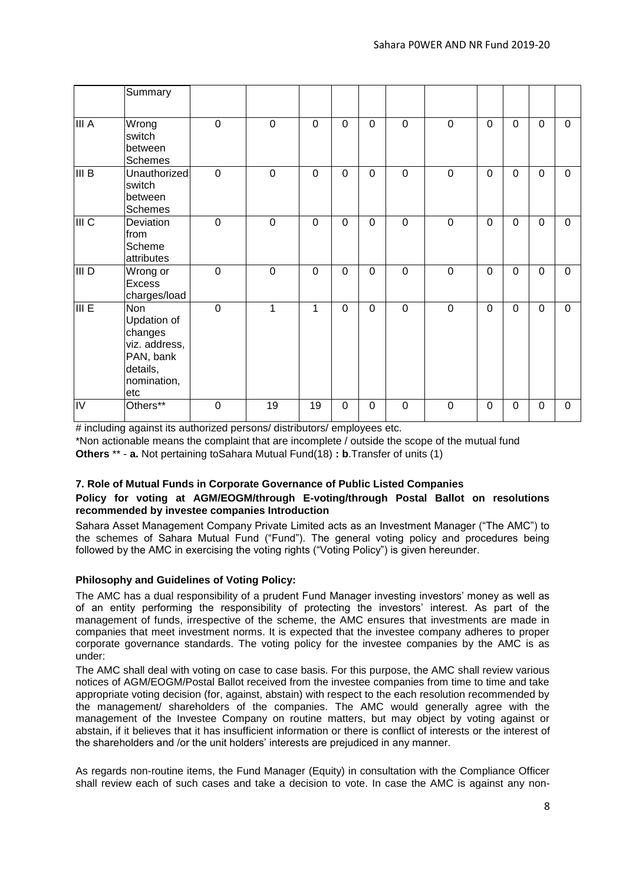| | | | | | | | | | | | | |
|---|---|---|---|---|---|---|---|---|---|---|---|---|
| | Summary | | | | | | | | | | | |
| III A | Wrong switch between Schemes | 0 | 0 | 0 | 0 | 0 | 0 | 0 | 0 | 0 | 0 | 0 |
| III B | Unauthorized switch between Schemes | 0 | 0 | 0 | 0 | 0 | 0 | 0 | 0 | 0 | 0 | 0 |
| III C | Deviation from Scheme attributes | 0 | 0 | 0 | 0 | 0 | 0 | 0 | 0 | 0 | 0 | 0 |
| III D | Wrong or Excess charges/load | 0 | 0 | 0 | 0 | 0 | 0 | 0 | 0 | 0 | 0 | 0 |
| III E | Non Updation of changes viz. address, PAN, bank details, nomination, etc | 0 | 1 | 1 | 0 | 0 | 0 | 0 | 0 | 0 | 0 | 0 |
| IV | Others** | 0 | 19 | 19 | 0 | 0 | 0 | 0 | 0 | 0 | 0 | 0 |

# including against its authorized persons/ distributors/ employees etc.

*Non actionable means the complaint that are incomplete / outside the scope of the mutual fund

**Others** ** - **a.** Not pertaining toSahara Mutual Fund(18) **: b**.Transfer of units (1)

**7. Role of Mutual Funds in Corporate Governance of Public Listed Companies**

**Policy for voting at AGM/EOGM/through E-voting/through Postal Ballot on resolutions recommended by investee companies Introduction**

Sahara Asset Management Company Private Limited acts as an Investment Manager ("The AMC") to the schemes of Sahara Mutual Fund ("Fund"). The general voting policy and procedures being followed by the AMC in exercising the voting rights ("Voting Policy") is given hereunder.

**Philosophy and Guidelines of Voting Policy:**

The AMC has a dual responsibility of a prudent Fund Manager investing investors' money as well as of an entity performing the responsibility of protecting the investors' interest. As part of the management of funds, irrespective of the scheme, the AMC ensures that investments are made in companies that meet investment norms. It is expected that the investee company adheres to proper corporate governance standards. The voting policy for the investee companies by the AMC is as under:

The AMC shall deal with voting on case to case basis. For this purpose, the AMC shall review various notices of AGM/EOGM/Postal Ballot received from the investee companies from time to time and take appropriate voting decision (for, against, abstain) with respect to the each resolution recommended by the management/ shareholders of the companies. The AMC would generally agree with the management of the Investee Company on routine matters, but may object by voting against or abstain, if it believes that it has insufficient information or there is conflict of interests or the interest of the shareholders and /or the unit holders' interests are prejudiced in any manner.

As regards non-routine items, the Fund Manager (Equity) in consultation with the Compliance Officer shall review each of such cases and take a decision to vote. In case the AMC is against any non-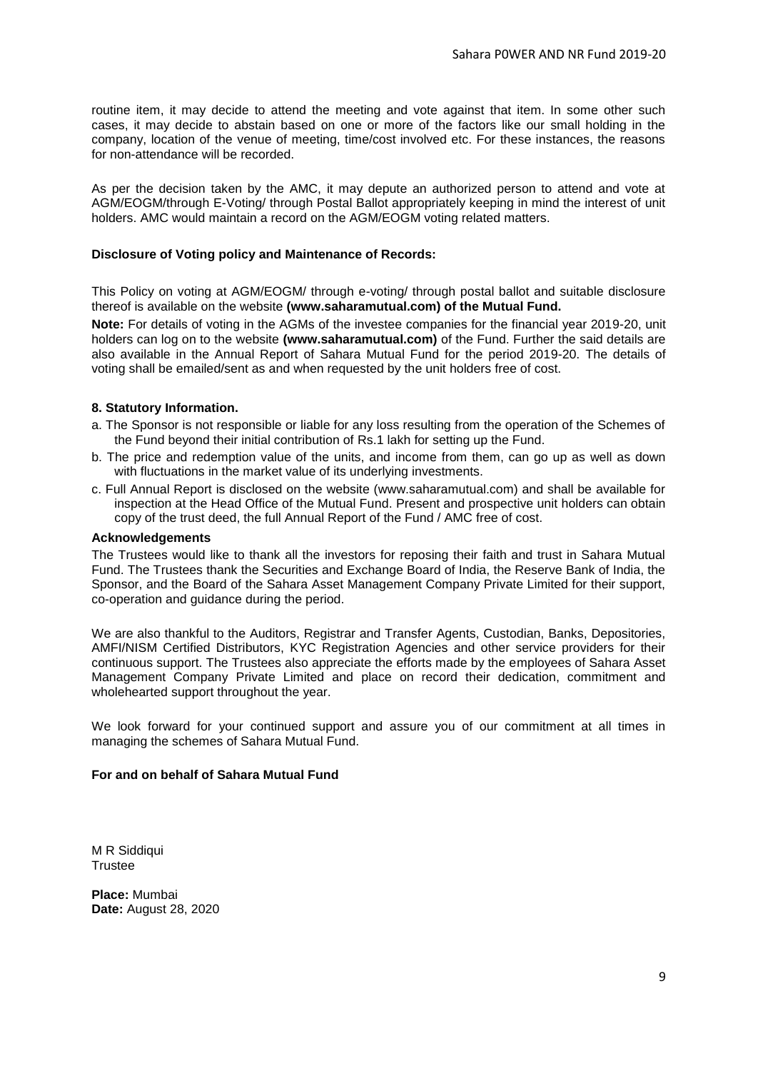routine item, it may decide to attend the meeting and vote against that item. In some other such cases, it may decide to abstain based on one or more of the factors like our small holding in the company, location of the venue of meeting, time/cost involved etc. For these instances, the reasons for non-attendance will be recorded.

As per the decision taken by the AMC, it may depute an authorized person to attend and vote at AGM/EOGM/through E-Voting/ through Postal Ballot appropriately keeping in mind the interest of unit holders. AMC would maintain a record on the AGM/EOGM voting related matters.

**Disclosure of Voting policy and Maintenance of Records:**

This Policy on voting at AGM/EOGM/ through e-voting/ through postal ballot and suitable disclosure thereof is available on the website **(www.saharamutual.com) of the Mutual Fund.**

**Note:** For details of voting in the AGMs of the investee companies for the financial year 2019-20, unit holders can log on to the website **(www.saharamutual.com)** of the Fund. Further the said details are also available in the Annual Report of Sahara Mutual Fund for the period 2019-20. The details of voting shall be emailed/sent as and when requested by the unit holders free of cost.

**8. Statutory Information.**

a. The Sponsor is not responsible or liable for any loss resulting from the operation of the Schemes of the Fund beyond their initial contribution of Rs.1 lakh for setting up the Fund.

b. The price and redemption value of the units, and income from them, can go up as well as down with fluctuations in the market value of its underlying investments.

c. Full Annual Report is disclosed on the website (www.saharamutual.com) and shall be available for inspection at the Head Office of the Mutual Fund. Present and prospective unit holders can obtain copy of the trust deed, the full Annual Report of the Fund / AMC free of cost.

**Acknowledgements**

The Trustees would like to thank all the investors for reposing their faith and trust in Sahara Mutual Fund. The Trustees thank the Securities and Exchange Board of India, the Reserve Bank of India, the Sponsor, and the Board of the Sahara Asset Management Company Private Limited for their support, co-operation and guidance during the period.

We are also thankful to the Auditors, Registrar and Transfer Agents, Custodian, Banks, Depositories, AMFI/NISM Certified Distributors, KYC Registration Agencies and other service providers for their continuous support. The Trustees also appreciate the efforts made by the employees of Sahara Asset Management Company Private Limited and place on record their dedication, commitment and wholehearted support throughout the year.

We look forward for your continued support and assure you of our commitment at all times in managing the schemes of Sahara Mutual Fund.

**For and on behalf of Sahara Mutual Fund**

M R Siddiqui
Trustee

**Place:** Mumbai
**Date:** August 28, 2020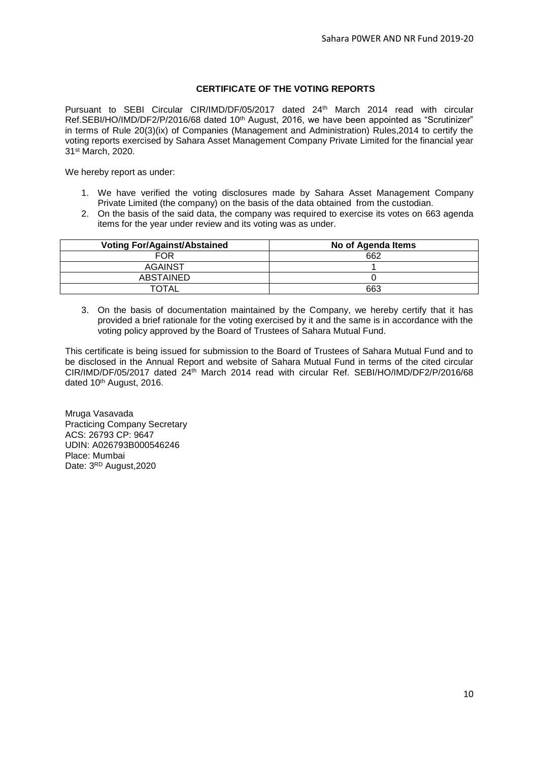**CERTIFICATE OF THE VOTING REPORTS**

Pursuant to SEBI Circular CIR/IMD/DF/05/2017 dated 24th March 2014 read with circular Ref.SEBI/HO/IMD/DF2/P/2016/68 dated 10th August, 2016, we have been appointed as "Scrutinizer" in terms of Rule 20(3)(ix) of Companies (Management and Administration) Rules,2014 to certify the voting reports exercised by Sahara Asset Management Company Private Limited for the financial year 31st March, 2020.

We hereby report as under:

1. We have verified the voting disclosures made by Sahara Asset Management Company Private Limited (the company) on the basis of the data obtained from the custodian.
2. On the basis of the said data, the company was required to exercise its votes on 663 agenda items for the year under review and its voting was as under.

| Voting For/Against/Abstained | No of Agenda Items |
|---|---|
| FOR | 662 |
| AGAINST | 1 |
| ABSTAINED | 0 |
| TOTAL | 663 |

3. On the basis of documentation maintained by the Company, we hereby certify that it has provided a brief rationale for the voting exercised by it and the same is in accordance with the voting policy approved by the Board of Trustees of Sahara Mutual Fund.

This certificate is being issued for submission to the Board of Trustees of Sahara Mutual Fund and to be disclosed in the Annual Report and website of Sahara Mutual Fund in terms of the cited circular CIR/IMD/DF/05/2017 dated 24th March 2014 read with circular Ref. SEBI/HO/IMD/DF2/P/2016/68 dated 10th August, 2016.

Mruga Vasavada
Practicing Company Secretary
ACS: 26793 CP: 9647
UDIN: A026793B000546246
Place: Mumbai
Date: 3RD August,2020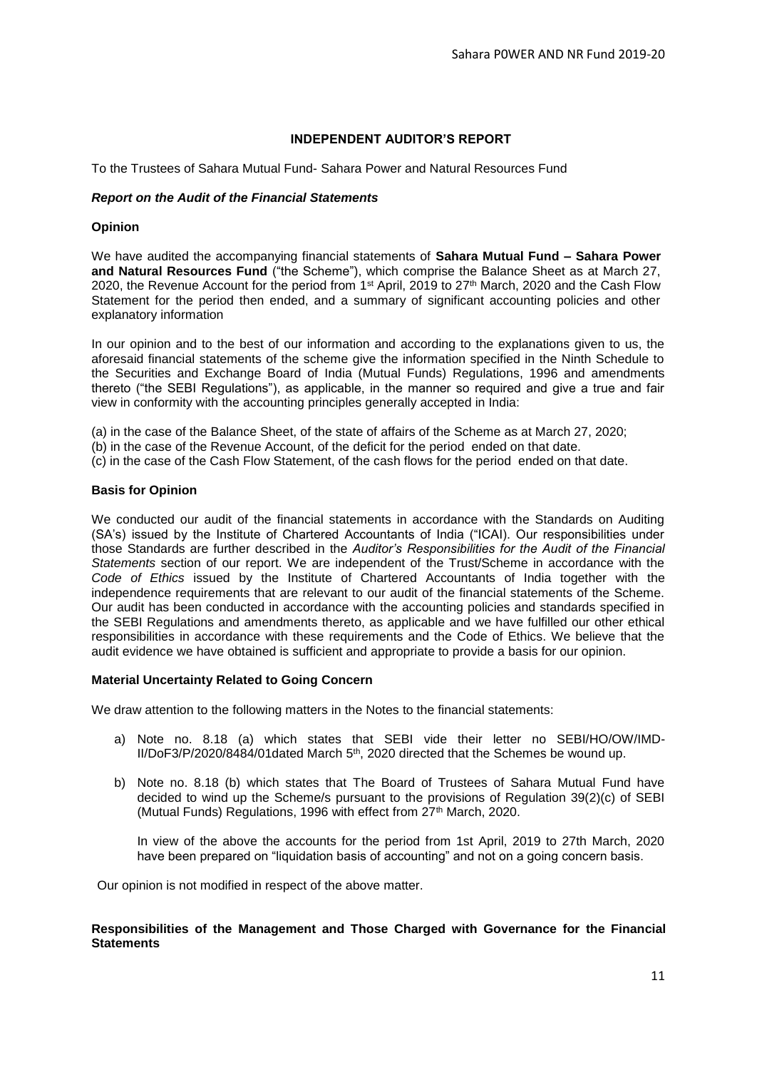## INDEPENDENT AUDITOR'S REPORT

To the Trustees of Sahara Mutual Fund- Sahara Power and Natural Resources Fund

### *Report on the Audit of the Financial Statements*

### Opinion

We have audited the accompanying financial statements of **Sahara Mutual Fund – Sahara Power and Natural Resources Fund** ("the Scheme"), which comprise the Balance Sheet as at March 27, 2020, the Revenue Account for the period from 1st April, 2019 to 27th March, 2020 and the Cash Flow Statement for the period then ended, and a summary of significant accounting policies and other explanatory information

In our opinion and to the best of our information and according to the explanations given to us, the aforesaid financial statements of the scheme give the information specified in the Ninth Schedule to the Securities and Exchange Board of India (Mutual Funds) Regulations, 1996 and amendments thereto ("the SEBI Regulations"), as applicable, in the manner so required and give a true and fair view in conformity with the accounting principles generally accepted in India:

(a) in the case of the Balance Sheet, of the state of affairs of the Scheme as at March 27, 2020;
(b) in the case of the Revenue Account, of the deficit for the period ended on that date.
(c) in the case of the Cash Flow Statement, of the cash flows for the period ended on that date.

### Basis for Opinion

We conducted our audit of the financial statements in accordance with the Standards on Auditing (SA's) issued by the Institute of Chartered Accountants of India ("ICAI). Our responsibilities under those Standards are further described in the *Auditor's Responsibilities for the Audit of the Financial Statements* section of our report. We are independent of the Trust/Scheme in accordance with the *Code of Ethics* issued by the Institute of Chartered Accountants of India together with the independence requirements that are relevant to our audit of the financial statements of the Scheme. Our audit has been conducted in accordance with the accounting policies and standards specified in the SEBI Regulations and amendments thereto, as applicable and we have fulfilled our other ethical responsibilities in accordance with these requirements and the Code of Ethics. We believe that the audit evidence we have obtained is sufficient and appropriate to provide a basis for our opinion.

### Material Uncertainty Related to Going Concern

We draw attention to the following matters in the Notes to the financial statements:

a) Note no. 8.18 (a) which states that SEBI vide their letter no SEBI/HO/OW/IMD-II/DoF3/P/2020/8484/01dated March 5th, 2020 directed that the Schemes be wound up.

b) Note no. 8.18 (b) which states that The Board of Trustees of Sahara Mutual Fund have decided to wind up the Scheme/s pursuant to the provisions of Regulation 39(2)(c) of SEBI (Mutual Funds) Regulations, 1996 with effect from 27th March, 2020.

   In view of the above the accounts for the period from 1st April, 2019 to 27th March, 2020 have been prepared on "liquidation basis of accounting" and not on a going concern basis.

Our opinion is not modified in respect of the above matter.

### Responsibilities of the Management and Those Charged with Governance for the Financial Statements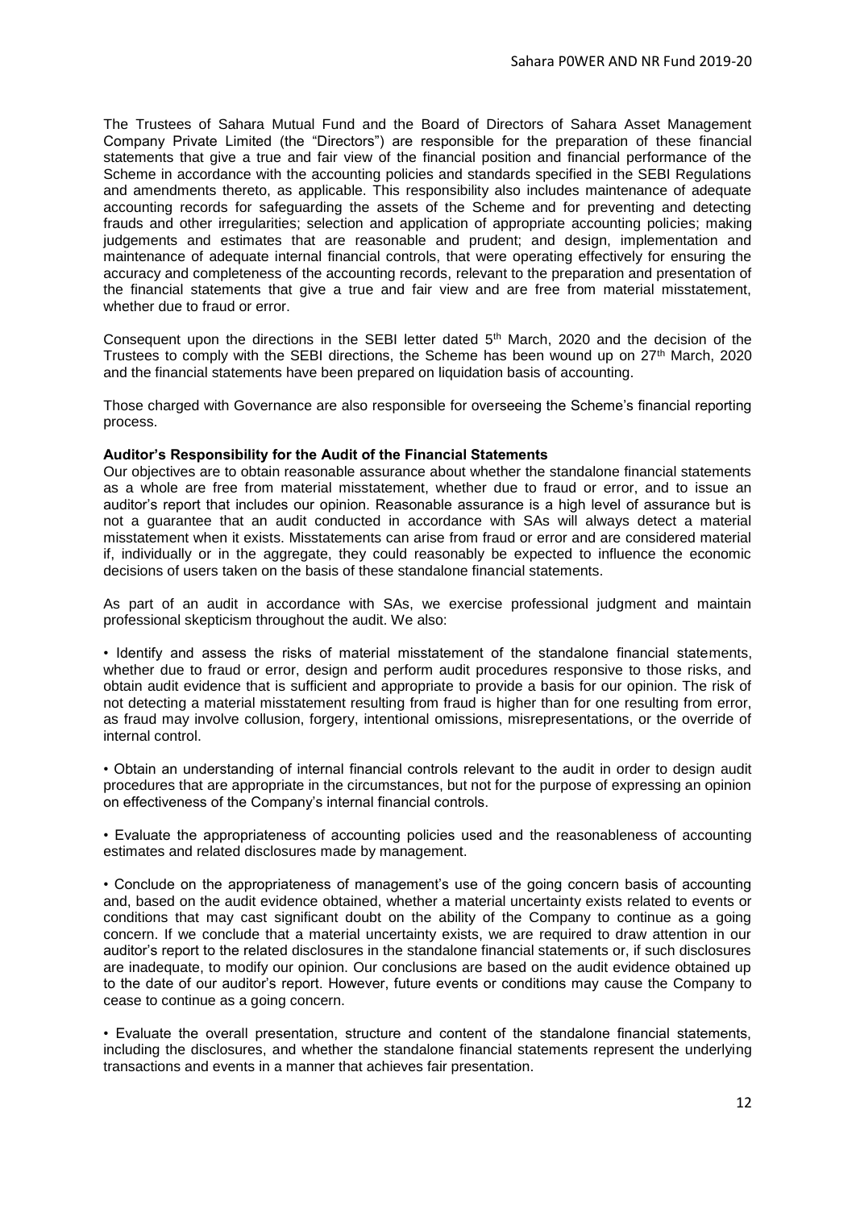The Trustees of Sahara Mutual Fund and the Board of Directors of Sahara Asset Management Company Private Limited (the "Directors") are responsible for the preparation of these financial statements that give a true and fair view of the financial position and financial performance of the Scheme in accordance with the accounting policies and standards specified in the SEBI Regulations and amendments thereto, as applicable. This responsibility also includes maintenance of adequate accounting records for safeguarding the assets of the Scheme and for preventing and detecting frauds and other irregularities; selection and application of appropriate accounting policies; making judgements and estimates that are reasonable and prudent; and design, implementation and maintenance of adequate internal financial controls, that were operating effectively for ensuring the accuracy and completeness of the accounting records, relevant to the preparation and presentation of the financial statements that give a true and fair view and are free from material misstatement, whether due to fraud or error.

Consequent upon the directions in the SEBI letter dated 5th March, 2020 and the decision of the Trustees to comply with the SEBI directions, the Scheme has been wound up on 27th March, 2020 and the financial statements have been prepared on liquidation basis of accounting.

Those charged with Governance are also responsible for overseeing the Scheme's financial reporting process.

**Auditor's Responsibility for the Audit of the Financial Statements**

Our objectives are to obtain reasonable assurance about whether the standalone financial statements as a whole are free from material misstatement, whether due to fraud or error, and to issue an auditor's report that includes our opinion. Reasonable assurance is a high level of assurance but is not a guarantee that an audit conducted in accordance with SAs will always detect a material misstatement when it exists. Misstatements can arise from fraud or error and are considered material if, individually or in the aggregate, they could reasonably be expected to influence the economic decisions of users taken on the basis of these standalone financial statements.

As part of an audit in accordance with SAs, we exercise professional judgment and maintain professional skepticism throughout the audit. We also:

• Identify and assess the risks of material misstatement of the standalone financial statements, whether due to fraud or error, design and perform audit procedures responsive to those risks, and obtain audit evidence that is sufficient and appropriate to provide a basis for our opinion. The risk of not detecting a material misstatement resulting from fraud is higher than for one resulting from error, as fraud may involve collusion, forgery, intentional omissions, misrepresentations, or the override of internal control.

• Obtain an understanding of internal financial controls relevant to the audit in order to design audit procedures that are appropriate in the circumstances, but not for the purpose of expressing an opinion on effectiveness of the Company's internal financial controls.

• Evaluate the appropriateness of accounting policies used and the reasonableness of accounting estimates and related disclosures made by management.

• Conclude on the appropriateness of management's use of the going concern basis of accounting and, based on the audit evidence obtained, whether a material uncertainty exists related to events or conditions that may cast significant doubt on the ability of the Company to continue as a going concern. If we conclude that a material uncertainty exists, we are required to draw attention in our auditor's report to the related disclosures in the standalone financial statements or, if such disclosures are inadequate, to modify our opinion. Our conclusions are based on the audit evidence obtained up to the date of our auditor's report. However, future events or conditions may cause the Company to cease to continue as a going concern.

• Evaluate the overall presentation, structure and content of the standalone financial statements, including the disclosures, and whether the standalone financial statements represent the underlying transactions and events in a manner that achieves fair presentation.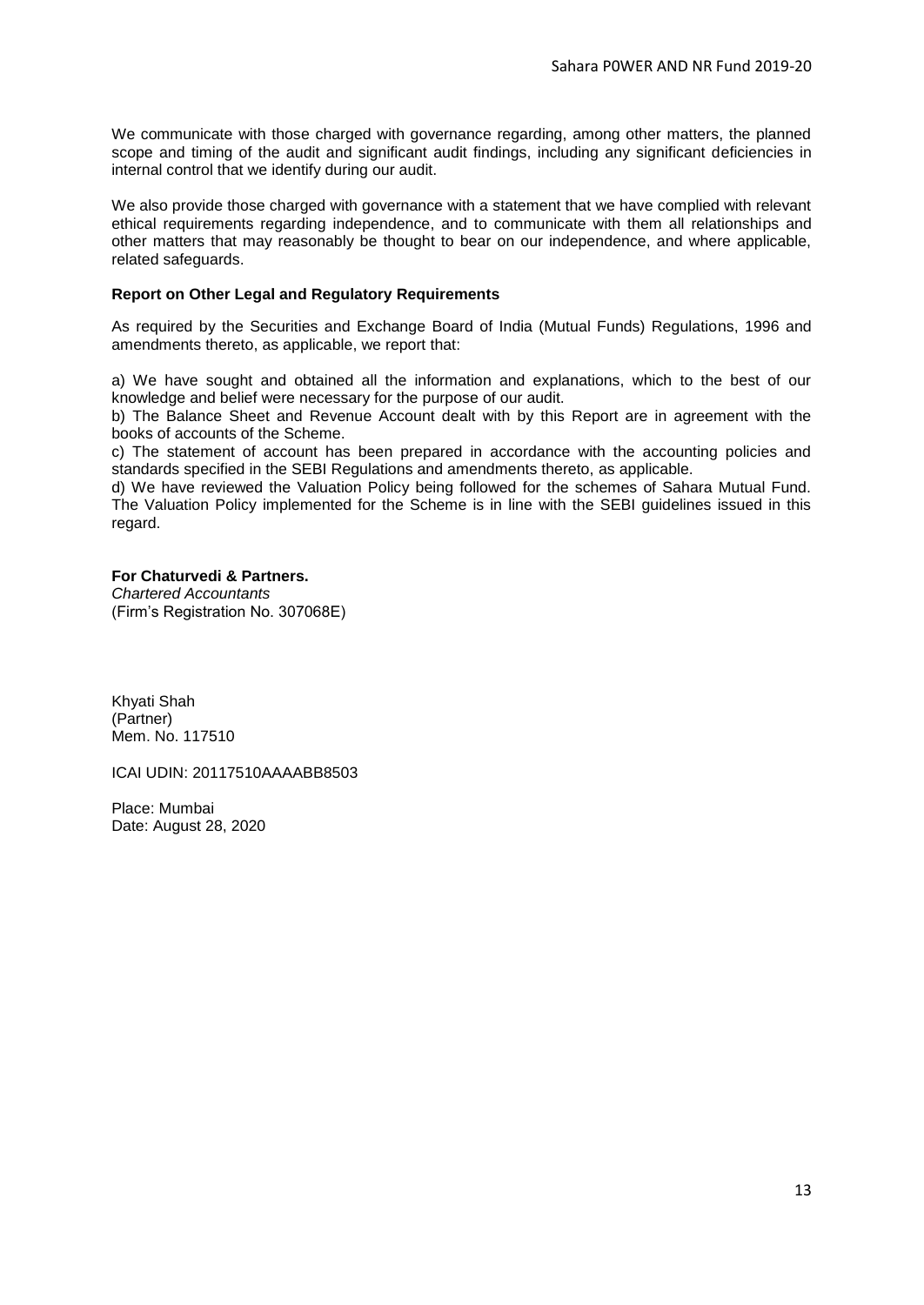We communicate with those charged with governance regarding, among other matters, the planned scope and timing of the audit and significant audit findings, including any significant deficiencies in internal control that we identify during our audit.

We also provide those charged with governance with a statement that we have complied with relevant ethical requirements regarding independence, and to communicate with them all relationships and other matters that may reasonably be thought to bear on our independence, and where applicable, related safeguards.

**Report on Other Legal and Regulatory Requirements**

As required by the Securities and Exchange Board of India (Mutual Funds) Regulations, 1996 and amendments thereto, as applicable, we report that:

a) We have sought and obtained all the information and explanations, which to the best of our knowledge and belief were necessary for the purpose of our audit.

b) The Balance Sheet and Revenue Account dealt with by this Report are in agreement with the books of accounts of the Scheme.

c) The statement of account has been prepared in accordance with the accounting policies and standards specified in the SEBI Regulations and amendments thereto, as applicable.

d) We have reviewed the Valuation Policy being followed for the schemes of Sahara Mutual Fund. The Valuation Policy implemented for the Scheme is in line with the SEBI guidelines issued in this regard.

**For Chaturvedi & Partners.**
*Chartered Accountants*
(Firm's Registration No. 307068E)

Khyati Shah
(Partner)
Mem. No. 117510

ICAI UDIN: 20117510AAAABB8503

Place: Mumbai
Date: August 28, 2020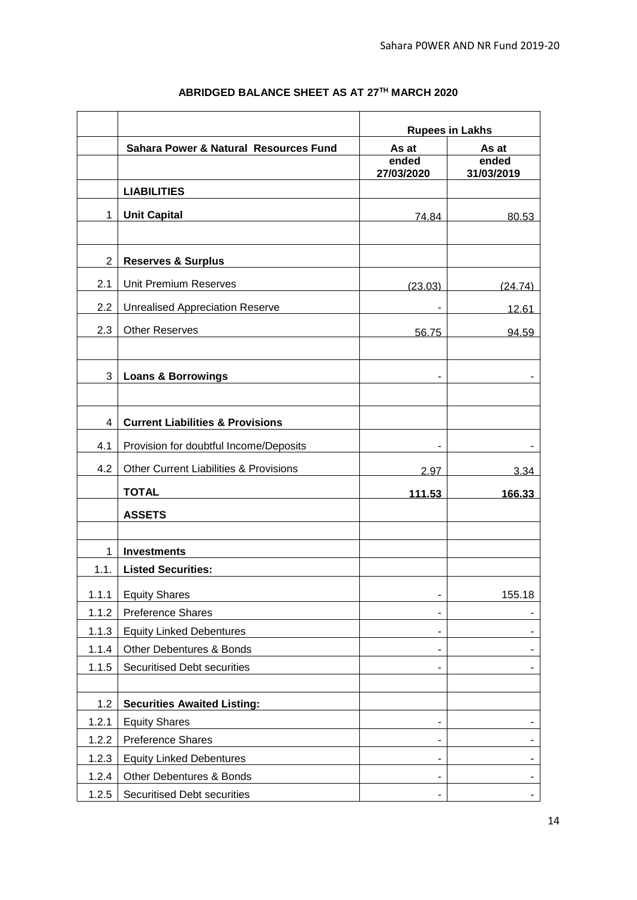## ABRIDGED BALANCE SHEET AS AT 27TH MARCH 2020

| | | Rupees in Lakhs | |
|---|---|---|---|
| | **Sahara Power & Natural Resources Fund** | **As at ended 27/03/2020** | **As at ended 31/03/2019** |
| | **LIABILITIES** | | |
| 1 | **Unit Capital** | 74.84 | 80.53 |
| | | | |
| 2 | **Reserves & Surplus** | | |
| 2.1 | Unit Premium Reserves | (23.03) | (24.74) |
| 2.2 | Unrealised Appreciation Reserve | - | 12.61 |
| 2.3 | Other Reserves | 56.75 | 94.59 |
| | | | |
| 3 | **Loans & Borrowings** | - | - |
| | | | |
| 4 | **Current Liabilities & Provisions** | | |
| 4.1 | Provision for doubtful Income/Deposits | - | - |
| 4.2 | Other Current Liabilities & Provisions | 2.97 | 3.34 |
| | **TOTAL** | **111.53** | **166.33** |
| | **ASSETS** | | |
| | | | |
| 1 | **Investments** | | |
| 1.1. | **Listed Securities:** | | |
| 1.1.1 | Equity Shares | - | 155.18 |
| 1.1.2 | Preference Shares | - | - |
| 1.1.3 | Equity Linked Debentures | - | - |
| 1.1.4 | Other Debentures & Bonds | - | - |
| 1.1.5 | Securitised Debt securities | - | - |
| | | | |
| 1.2 | **Securities Awaited Listing:** | | |
| 1.2.1 | Equity Shares | - | - |
| 1.2.2 | Preference Shares | - | - |
| 1.2.3 | Equity Linked Debentures | - | - |
| 1.2.4 | Other Debentures & Bonds | - | - |
| 1.2.5 | Securitised Debt securities | - | - |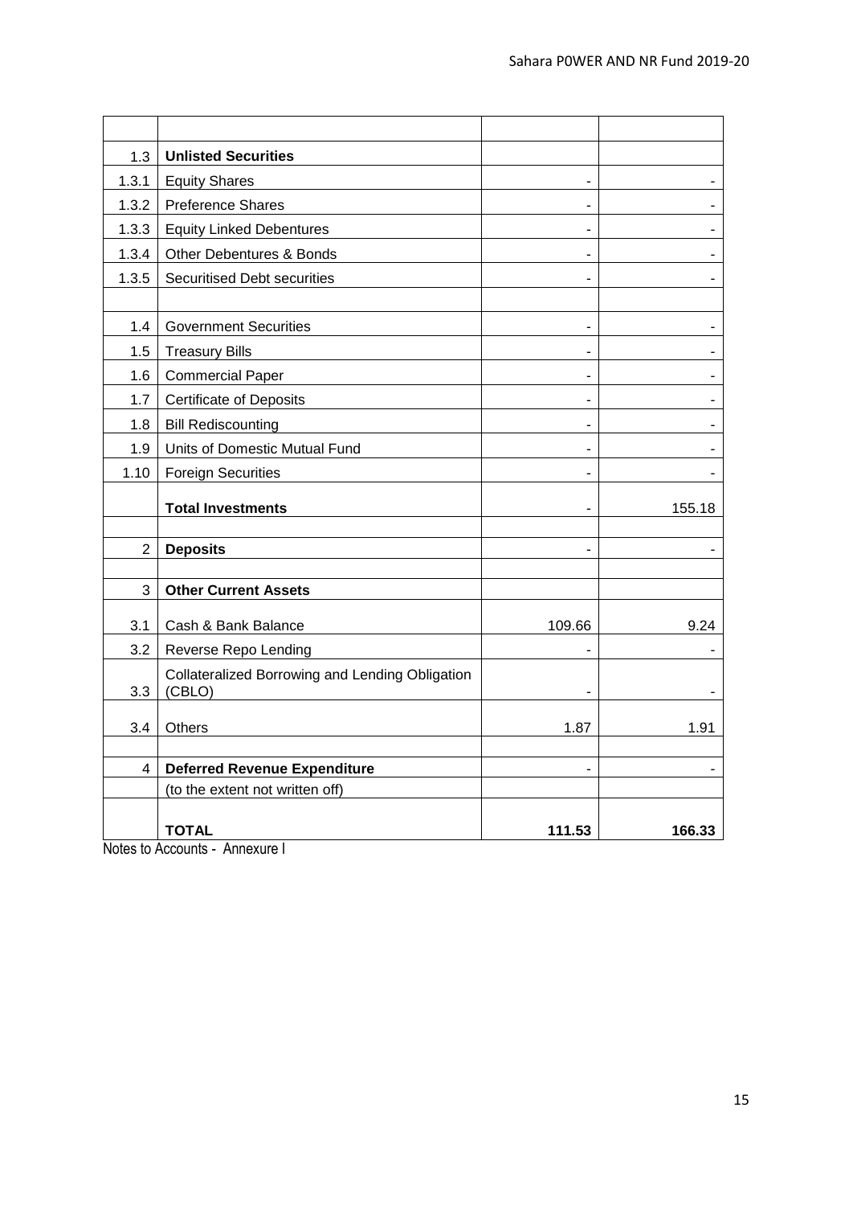| | | | |
|---|---|---|---|
| | | | |
| 1.3 | **Unlisted Securities** | | |
| 1.3.1 | Equity Shares | - | - |
| 1.3.2 | Preference Shares | - | - |
| 1.3.3 | Equity Linked Debentures | - | - |
| 1.3.4 | Other Debentures & Bonds | - | - |
| 1.3.5 | Securitised Debt securities | - | - |
| | | | |
| 1.4 | Government Securities | - | - |
| 1.5 | Treasury Bills | - | - |
| 1.6 | Commercial Paper | - | - |
| 1.7 | Certificate of Deposits | - | - |
| 1.8 | Bill Rediscounting | - | - |
| 1.9 | Units of Domestic Mutual Fund | - | - |
| 1.10 | Foreign Securities | - | - |
| | **Total Investments** | - | 155.18 |
| | | | |
| 2 | **Deposits** | - | - |
| | | | |
| 3 | **Other Current Assets** | | |
| 3.1 | Cash & Bank Balance | 109.66 | 9.24 |
| 3.2 | Reverse Repo Lending | - | - |
| 3.3 | Collateralized Borrowing and Lending Obligation (CBLO) | - | - |
| 3.4 | Others | 1.87 | 1.91 |
| | | | |
| 4 | **Deferred Revenue Expenditure** | - | - |
| | (to the extent not written off) | | |
| | **TOTAL** | **111.53** | **166.33** |

Notes to Accounts - Annexure I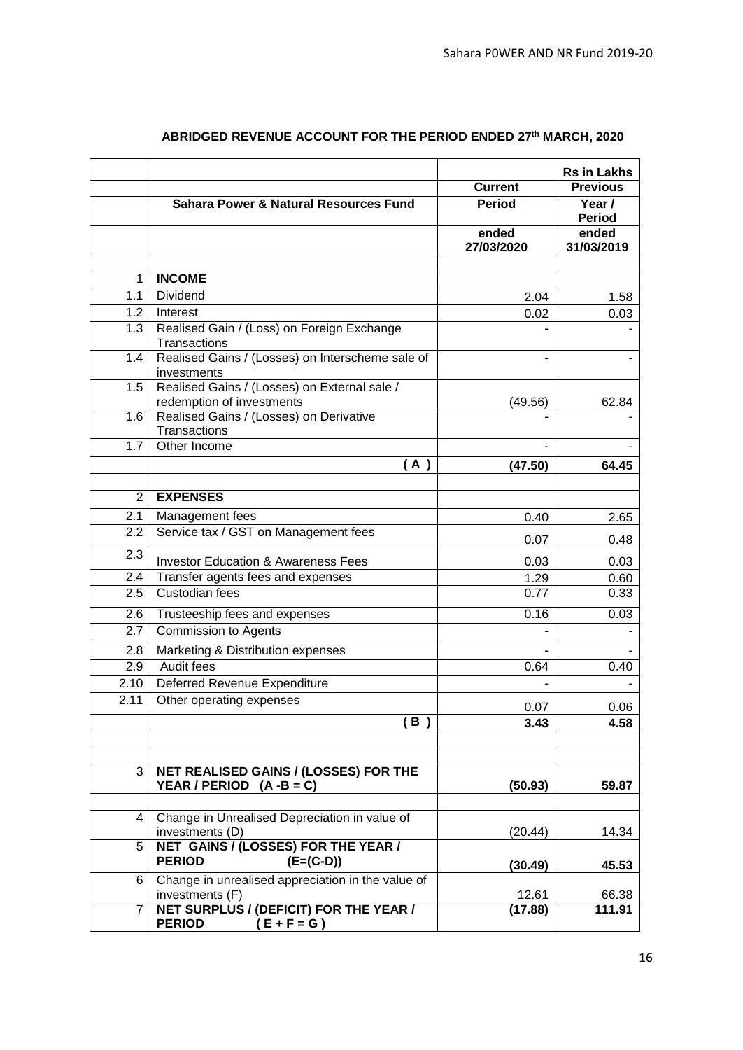## ABRIDGED REVENUE ACCOUNT FOR THE PERIOD ENDED 27th MARCH, 2020

| | | | Rs in Lakhs |
|---|---|---|---|
| | | **Current** | **Previous** |
| | **Sahara Power & Natural Resources Fund** | **Period** | **Year / Period** |
| | | **ended 27/03/2020** | **ended 31/03/2019** |
| | | | |
| 1 | **INCOME** | | |
| 1.1 | Dividend | 2.04 | 1.58 |
| 1.2 | Interest | 0.02 | 0.03 |
| 1.3 | Realised Gain / (Loss) on Foreign Exchange Transactions | - | - |
| 1.4 | Realised Gains / (Losses) on Interscheme sale of investments | - | - |
| 1.5 | Realised Gains / (Losses) on External sale / redemption of investments | (49.56) | 62.84 |
| 1.6 | Realised Gains / (Losses) on Derivative Transactions | - | - |
| 1.7 | Other Income | - | - |
| | **( A )** | **(47.50)** | **64.45** |
| | | | |
| 2 | **EXPENSES** | | |
| 2.1 | Management fees | 0.40 | 2.65 |
| 2.2 | Service tax / GST on Management fees | 0.07 | 0.48 |
| 2.3 | Investor Education & Awareness Fees | 0.03 | 0.03 |
| 2.4 | Transfer agents fees and expenses | 1.29 | 0.60 |
| 2.5 | Custodian fees | 0.77 | 0.33 |
| 2.6 | Trusteeship fees and expenses | 0.16 | 0.03 |
| 2.7 | Commission to Agents | - | - |
| 2.8 | Marketing & Distribution expenses | - | - |
| 2.9 | Audit fees | 0.64 | 0.40 |
| 2.10 | Deferred Revenue Expenditure | - | - |
| 2.11 | Other operating expenses | 0.07 | 0.06 |
| | **( B )** | **3.43** | **4.58** |
| | | | |
| | | | |
| 3 | **NET REALISED GAINS / (LOSSES) FOR THE YEAR / PERIOD (A -B = C)** | **(50.93)** | **59.87** |
| | | | |
| 4 | Change in Unrealised Depreciation in value of investments (D) | (20.44) | 14.34 |
| 5 | **NET GAINS / (LOSSES) FOR THE YEAR / PERIOD (E=(C-D))** | **(30.49)** | **45.53** |
| 6 | Change in unrealised appreciation in the value of investments (F) | 12.61 | 66.38 |
| 7 | **NET SURPLUS / (DEFICIT) FOR THE YEAR / PERIOD ( E + F = G )** | **(17.88)** | **111.91** |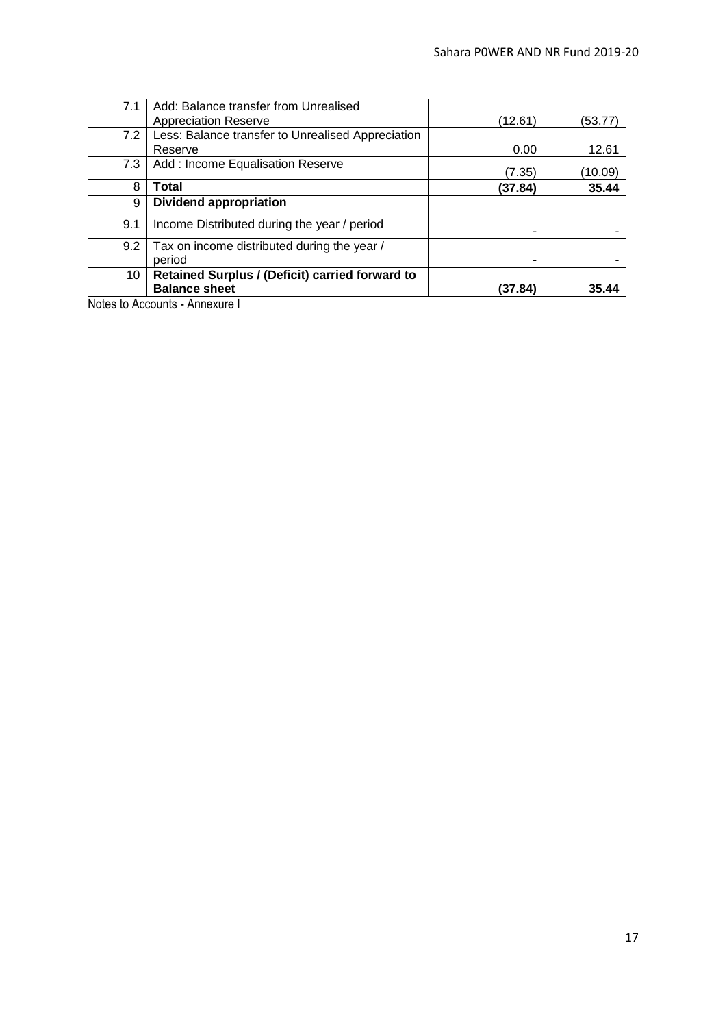| | | | |
|---|---|---|---|
| 7.1 | Add: Balance transfer from Unrealised Appreciation Reserve | (12.61) | (53.77) |
| 7.2 | Less: Balance transfer to Unrealised Appreciation Reserve | 0.00 | 12.61 |
| 7.3 | Add : Income Equalisation Reserve | (7.35) | (10.09) |
| 8 | **Total** | **(37.84)** | **35.44** |
| 9 | **Dividend appropriation** | | |
| 9.1 | Income Distributed during the year / period | - | - |
| 9.2 | Tax on income distributed during the year / period | - | - |
| 10 | **Retained Surplus / (Deficit) carried forward to Balance sheet** | **(37.84)** | **35.44** |

Notes to Accounts - Annexure I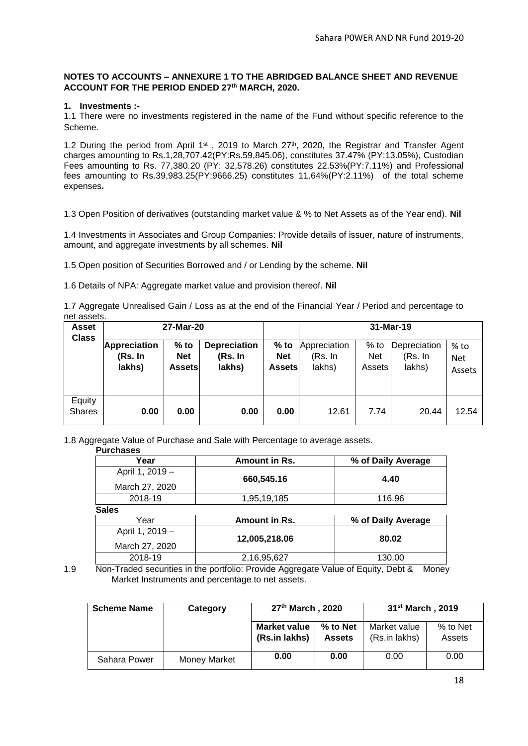**NOTES TO ACCOUNTS – ANNEXURE 1 TO THE ABRIDGED BALANCE SHEET AND REVENUE ACCOUNT FOR THE PERIOD ENDED 27th MARCH, 2020.**

**1. Investments :-**

1.1 There were no investments registered in the name of the Fund without specific reference to the Scheme.

1.2 During the period from April 1st , 2019 to March 27th, 2020, the Registrar and Transfer Agent charges amounting to Rs.1,28,707.42(PY:Rs.59,845.06), constitutes 37.47% (PY:13.05%), Custodian Fees amounting to Rs. 77,380.20 (PY: 32,578.26) constitutes 22.53%(PY:7.11%) and Professional fees amounting to Rs.39,983.25(PY:9666.25) constitutes 11.64%(PY:2.11%) of the total scheme expenses**.**

1.3 Open Position of derivatives (outstanding market value & % to Net Assets as of the Year end). **Nil**

1.4 Investments in Associates and Group Companies: Provide details of issuer, nature of instruments, amount, and aggregate investments by all schemes. **Nil**

1.5 Open position of Securities Borrowed and / or Lending by the scheme. **Nil**

1.6 Details of NPA: Aggregate market value and provision thereof. **Nil**

1.7 Aggregate Unrealised Gain / Loss as at the end of the Financial Year / Period and percentage to net assets.

| Asset Class | 27-Mar-20 | | | | 31-Mar-19 | | | |
|---|---|---|---|---|---|---|---|---|
| | **Appreciation (Rs. In lakhs)** | **% to Net Assets** | **Depreciation (Rs. In lakhs)** | **% to Net Assets** | Appreciation (Rs. In lakhs) | % to Net Assets | Depreciation (Rs. In lakhs) | % to Net Assets |
| Equity Shares | **0.00** | **0.00** | **0.00** | **0.00** | 12.61 | 7.74 | 20.44 | 12.54 |

1.8 Aggregate Value of Purchase and Sale with Percentage to average assets.

**Purchases**

| Year | Amount in Rs. | % of Daily Average |
|---|---|---|
| April 1, 2019 – March 27, 2020 | **660,545.16** | **4.40** |
| 2018-19 | 1,95,19,185 | 116.96 |

**Sales**

| Year | Amount in Rs. | % of Daily Average |
|---|---|---|
| April 1, 2019 – March 27, 2020 | **12,005,218.06** | **80.02** |
| 2018-19 | 2,16,95,627 | 130.00 |

1.9 Non-Traded securities in the portfolio: Provide Aggregate Value of Equity, Debt & Money Market Instruments and percentage to net assets.

| Scheme Name | Category | 27th March , 2020 | | 31st March , 2019 | |
|---|---|---|---|---|---|
| | | **Market value (Rs.in lakhs)** | **% to Net Assets** | Market value (Rs.in lakhs) | % to Net Assets |
| Sahara Power | Money Market | **0.00** | **0.00** | 0.00 | 0.00 |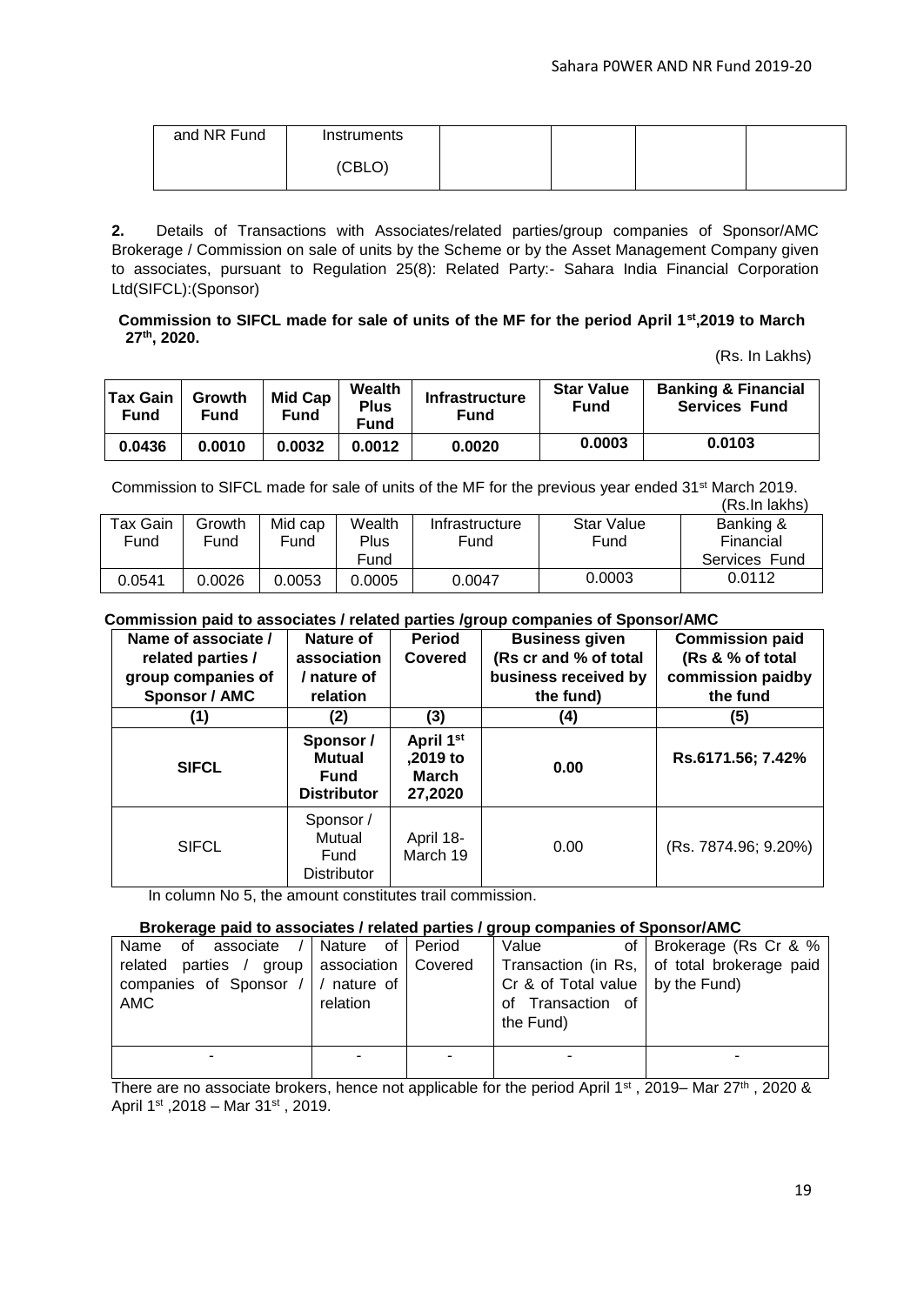| | | | | | |
|---|---|---|---|---|---|
| and NR Fund | Instruments (CBLO) | | | | |

**2.** Details of Transactions with Associates/related parties/group companies of Sponsor/AMC Brokerage / Commission on sale of units by the Scheme or by the Asset Management Company given to associates, pursuant to Regulation 25(8): Related Party:- Sahara India Financial Corporation Ltd(SIFCL):(Sponsor)

**Commission to SIFCL made for sale of units of the MF for the period April 1st,2019 to March 27th, 2020.**

(Rs. In Lakhs)

| Tax Gain Fund | Growth Fund | Mid Cap Fund | Wealth Plus Fund | Infrastructure Fund | Star Value Fund | Banking & Financial Services Fund |
|---|---|---|---|---|---|---|
| 0.0436 | 0.0010 | 0.0032 | 0.0012 | 0.0020 | 0.0003 | 0.0103 |

Commission to SIFCL made for sale of units of the MF for the previous year ended 31st March 2019.

(Rs.In lakhs)

| Tax Gain Fund | Growth Fund | Mid cap Fund | Wealth Plus Fund | Infrastructure Fund | Star Value Fund | Banking & Financial Services Fund |
|---|---|---|---|---|---|---|
| 0.0541 | 0.0026 | 0.0053 | 0.0005 | 0.0047 | 0.0003 | 0.0112 |

**Commission paid to associates / related parties /group companies of Sponsor/AMC**

| Name of associate / related parties / group companies of Sponsor / AMC | Nature of association / nature of relation | Period Covered | Business given (Rs cr and % of total business received by the fund) | Commission paid (Rs & % of total commission paidby the fund |
|---|---|---|---|---|
| (1) | (2) | (3) | (4) | (5) |
| **SIFCL** | **Sponsor / Mutual Fund Distributor** | **April 1st ,2019 to March 27,2020** | **0.00** | **Rs.6171.56; 7.42%** |
| SIFCL | Sponsor / Mutual Fund Distributor | April 18- March 19 | 0.00 | (Rs. 7874.96; 9.20%) |

In column No 5, the amount constitutes trail commission.

**Brokerage paid to associates / related parties / group companies of Sponsor/AMC**

| Name of associate / related parties / group companies of Sponsor / AMC | Nature of association / nature of relation | Period Covered | Value of Transaction (in Rs, Cr & of Total value of Transaction of the Fund) | Brokerage (Rs Cr & % of total brokerage paid by the Fund) |
|---|---|---|---|---|
| - | - | - | - | - |

There are no associate brokers, hence not applicable for the period April 1st , 2019– Mar 27th , 2020 & April 1st ,2018 – Mar 31st , 2019.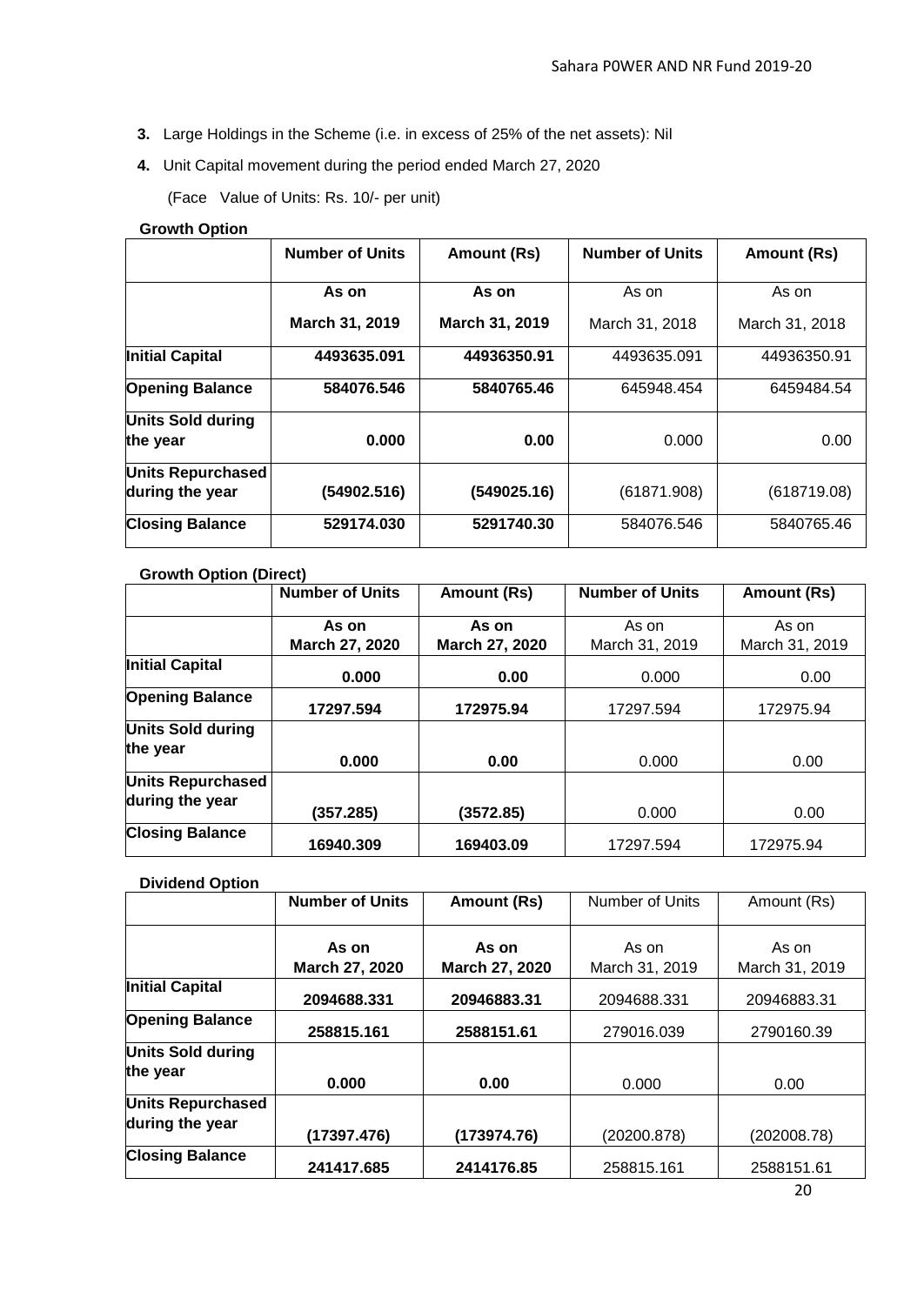3. Large Holdings in the Scheme (i.e. in excess of 25% of the net assets): Nil
4. Unit Capital movement during the period ended March 27, 2020

(Face Value of Units: Rs. 10/- per unit)

**Growth Option**

| | **Number of Units** | **Amount (Rs)** | **Number of Units** | **Amount (Rs)** |
|---|---|---|---|---|
| | **As on March 31, 2019** | **As on March 31, 2019** | As on March 31, 2018 | As on March 31, 2018 |
| **Initial Capital** | **4493635.091** | **44936350.91** | 4493635.091 | 44936350.91 |
| **Opening Balance** | **584076.546** | **5840765.46** | 645948.454 | 6459484.54 |
| **Units Sold during the year** | **0.000** | **0.00** | 0.000 | 0.00 |
| **Units Repurchased during the year** | **(54902.516)** | **(549025.16)** | (61871.908) | (618719.08) |
| **Closing Balance** | **529174.030** | **5291740.30** | 584076.546 | 5840765.46 |

**Growth Option (Direct)**

| | **Number of Units** | **Amount (Rs)** | **Number of Units** | **Amount (Rs)** |
|---|---|---|---|---|
| | **As on March 27, 2020** | **As on March 27, 2020** | As on March 31, 2019 | As on March 31, 2019 |
| **Initial Capital** | **0.000** | **0.00** | 0.000 | 0.00 |
| **Opening Balance** | **17297.594** | **172975.94** | 17297.594 | 172975.94 |
| **Units Sold during the year** | **0.000** | **0.00** | 0.000 | 0.00 |
| **Units Repurchased during the year** | **(357.285)** | **(3572.85)** | 0.000 | 0.00 |
| **Closing Balance** | **16940.309** | **169403.09** | 17297.594 | 172975.94 |

**Dividend Option**

| | **Number of Units** | **Amount (Rs)** | Number of Units | Amount (Rs) |
|---|---|---|---|---|
| | **As on March 27, 2020** | **As on March 27, 2020** | As on March 31, 2019 | As on March 31, 2019 |
| **Initial Capital** | **2094688.331** | **20946883.31** | 2094688.331 | 20946883.31 |
| **Opening Balance** | **258815.161** | **2588151.61** | 279016.039 | 2790160.39 |
| **Units Sold during the year** | **0.000** | **0.00** | 0.000 | 0.00 |
| **Units Repurchased during the year** | **(17397.476)** | **(173974.76)** | (20200.878) | (202008.78) |
| **Closing Balance** | **241417.685** | **2414176.85** | 258815.161 | 2588151.61 |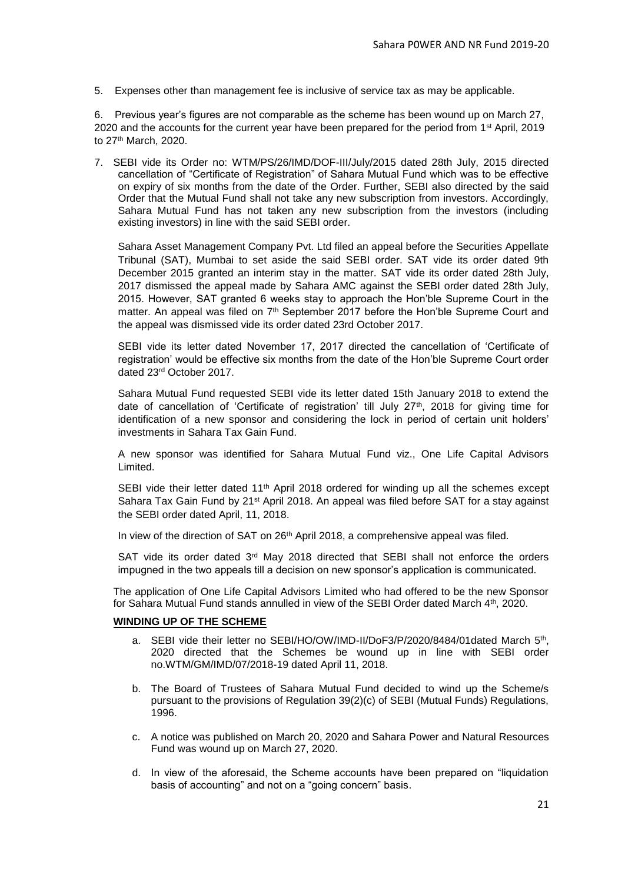5. Expenses other than management fee is inclusive of service tax as may be applicable.

6. Previous year's figures are not comparable as the scheme has been wound up on March 27, 2020 and the accounts for the current year have been prepared for the period from 1st April, 2019 to 27th March, 2020.

7. SEBI vide its Order no: WTM/PS/26/IMD/DOF-III/July/2015 dated 28th July, 2015 directed cancellation of "Certificate of Registration" of Sahara Mutual Fund which was to be effective on expiry of six months from the date of the Order. Further, SEBI also directed by the said Order that the Mutual Fund shall not take any new subscription from investors. Accordingly, Sahara Mutual Fund has not taken any new subscription from the investors (including existing investors) in line with the said SEBI order.

   Sahara Asset Management Company Pvt. Ltd filed an appeal before the Securities Appellate Tribunal (SAT), Mumbai to set aside the said SEBI order. SAT vide its order dated 9th December 2015 granted an interim stay in the matter. SAT vide its order dated 28th July, 2017 dismissed the appeal made by Sahara AMC against the SEBI order dated 28th July, 2015. However, SAT granted 6 weeks stay to approach the Hon'ble Supreme Court in the matter. An appeal was filed on 7th September 2017 before the Hon'ble Supreme Court and the appeal was dismissed vide its order dated 23rd October 2017.

   SEBI vide its letter dated November 17, 2017 directed the cancellation of 'Certificate of registration' would be effective six months from the date of the Hon'ble Supreme Court order dated 23rd October 2017.

   Sahara Mutual Fund requested SEBI vide its letter dated 15th January 2018 to extend the date of cancellation of 'Certificate of registration' till July 27th, 2018 for giving time for identification of a new sponsor and considering the lock in period of certain unit holders' investments in Sahara Tax Gain Fund.

   A new sponsor was identified for Sahara Mutual Fund viz., One Life Capital Advisors Limited.

   SEBI vide their letter dated 11th April 2018 ordered for winding up all the schemes except Sahara Tax Gain Fund by 21st April 2018. An appeal was filed before SAT for a stay against the SEBI order dated April, 11, 2018.

   In view of the direction of SAT on 26th April 2018, a comprehensive appeal was filed.

   SAT vide its order dated 3rd May 2018 directed that SEBI shall not enforce the orders impugned in the two appeals till a decision on new sponsor's application is communicated.

   The application of One Life Capital Advisors Limited who had offered to be the new Sponsor for Sahara Mutual Fund stands annulled in view of the SEBI Order dated March 4th, 2020.

   **WINDING UP OF THE SCHEME**

   a. SEBI vide their letter no SEBI/HO/OW/IMD-II/DoF3/P/2020/8484/01dated March 5th, 2020 directed that the Schemes be wound up in line with SEBI order no.WTM/GM/IMD/07/2018-19 dated April 11, 2018.

   b. The Board of Trustees of Sahara Mutual Fund decided to wind up the Scheme/s pursuant to the provisions of Regulation 39(2)(c) of SEBI (Mutual Funds) Regulations, 1996.

   c. A notice was published on March 20, 2020 and Sahara Power and Natural Resources Fund was wound up on March 27, 2020.

   d. In view of the aforesaid, the Scheme accounts have been prepared on "liquidation basis of accounting" and not on a "going concern" basis.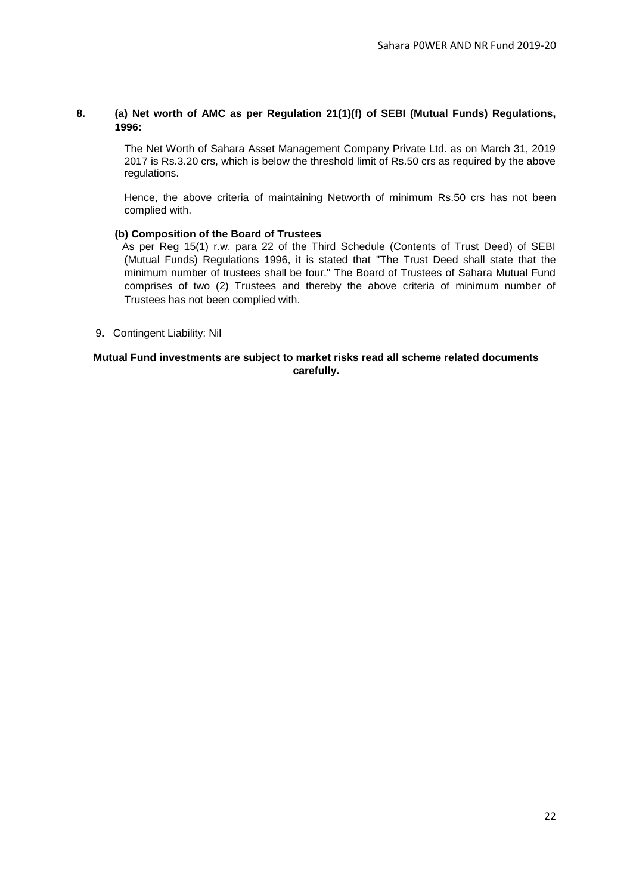**8. (a) Net worth of AMC as per Regulation 21(1)(f) of SEBI (Mutual Funds) Regulations, 1996:**

The Net Worth of Sahara Asset Management Company Private Ltd. as on March 31, 2019 2017 is Rs.3.20 crs, which is below the threshold limit of Rs.50 crs as required by the above regulations.

Hence, the above criteria of maintaining Networth of minimum Rs.50 crs has not been complied with.

**(b) Composition of the Board of Trustees**

As per Reg 15(1) r.w. para 22 of the Third Schedule (Contents of Trust Deed) of SEBI (Mutual Funds) Regulations 1996, it is stated that "The Trust Deed shall state that the minimum number of trustees shall be four." The Board of Trustees of Sahara Mutual Fund comprises of two (2) Trustees and thereby the above criteria of minimum number of Trustees has not been complied with.

9. Contingent Liability: Nil

**Mutual Fund investments are subject to market risks read all scheme related documents carefully.**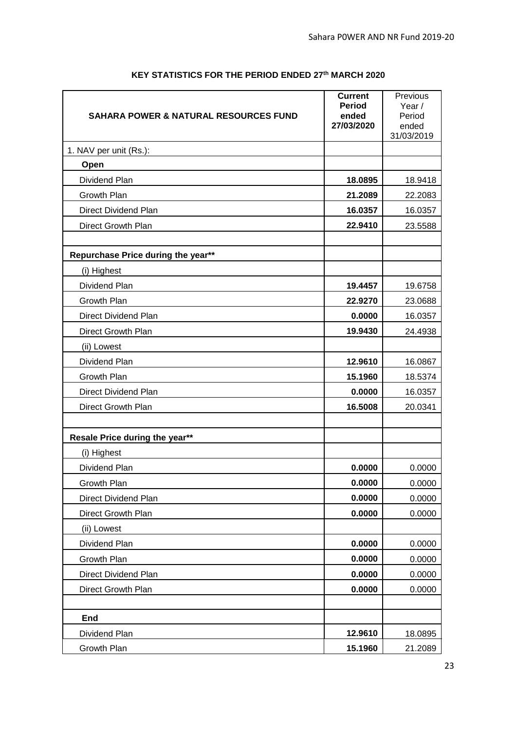## KEY STATISTICS FOR THE PERIOD ENDED 27th MARCH 2020

| SAHARA POWER & NATURAL RESOURCES FUND | Current Period ended 27/03/2020 | Previous Year / Period ended 31/03/2019 |
|---|---|---|
| 1. NAV per unit (Rs.): | | |
| **Open** | | |
| Dividend Plan | **18.0895** | 18.9418 |
| Growth Plan | **21.2089** | 22.2083 |
| Direct Dividend Plan | **16.0357** | 16.0357 |
| Direct Growth Plan | **22.9410** | 23.5588 |
| | | |
| **Repurchase Price during the year**** | | |
| (i) Highest | | |
| Dividend Plan | **19.4457** | 19.6758 |
| Growth Plan | **22.9270** | 23.0688 |
| Direct Dividend Plan | **0.0000** | 16.0357 |
| Direct Growth Plan | **19.9430** | 24.4938 |
| (ii) Lowest | | |
| Dividend Plan | **12.9610** | 16.0867 |
| Growth Plan | **15.1960** | 18.5374 |
| Direct Dividend Plan | **0.0000** | 16.0357 |
| Direct Growth Plan | **16.5008** | 20.0341 |
| | | |
| **Resale Price during the year**** | | |
| (i) Highest | | |
| Dividend Plan | **0.0000** | 0.0000 |
| Growth Plan | **0.0000** | 0.0000 |
| Direct Dividend Plan | **0.0000** | 0.0000 |
| Direct Growth Plan | **0.0000** | 0.0000 |
| (ii) Lowest | | |
| Dividend Plan | **0.0000** | 0.0000 |
| Growth Plan | **0.0000** | 0.0000 |
| Direct Dividend Plan | **0.0000** | 0.0000 |
| Direct Growth Plan | **0.0000** | 0.0000 |
| | | |
| **End** | | |
| Dividend Plan | **12.9610** | 18.0895 |
| Growth Plan | **15.1960** | 21.2089 |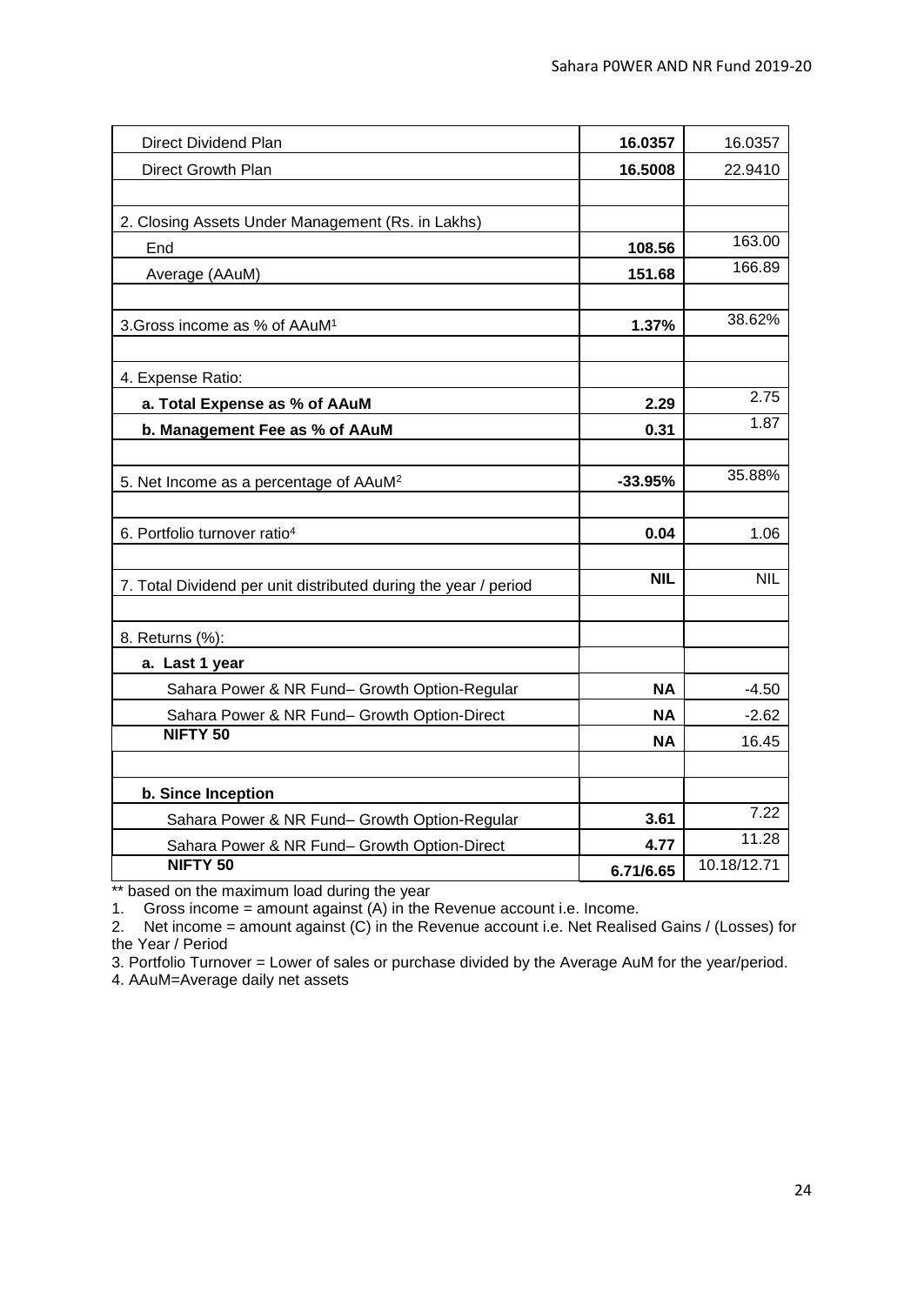| | | |
|---|---|---|
| Direct Dividend Plan | **16.0357** | 16.0357 |
| Direct Growth Plan | **16.5008** | 22.9410 |
| | | |
| 2. Closing Assets Under Management (Rs. in Lakhs) | | |
| End | **108.56** | 163.00 |
| Average (AAuM) | **151.68** | 166.89 |
| | | |
| 3.Gross income as % of AAuM[1] | **1.37%** | 38.62% |
| | | |
| 4. Expense Ratio: | | |
| **a. Total Expense as % of AAuM** | **2.29** | 2.75 |
| **b. Management Fee as % of AAuM** | **0.31** | 1.87 |
| | | |
| 5. Net Income as a percentage of AAuM[2] | **-33.95%** | 35.88% |
| | | |
| 6. Portfolio turnover ratio[4] | **0.04** | 1.06 |
| | | |
| 7. Total Dividend per unit distributed during the year / period | **NIL** | NIL |
| | | |
| 8. Returns (%): | | |
| **a. Last 1 year** | | |
| Sahara Power & NR Fund– Growth Option-Regular | **NA** | -4.50 |
| Sahara Power & NR Fund– Growth Option-Direct | **NA** | -2.62 |
| **NIFTY 50** | **NA** | 16.45 |
| | | |
| **b. Since Inception** | | |
| Sahara Power & NR Fund– Growth Option-Regular | **3.61** | 7.22 |
| Sahara Power & NR Fund– Growth Option-Direct | **4.77** | 11.28 |
| **NIFTY 50** | **6.71/6.65** | 10.18/12.71 |

** based on the maximum load during the year

1. Gross income = amount against (A) in the Revenue account i.e. Income.
2. Net income = amount against (C) in the Revenue account i.e. Net Realised Gains / (Losses) for the Year / Period
3. Portfolio Turnover = Lower of sales or purchase divided by the Average AuM for the year/period.
4. AAuM=Average daily net assets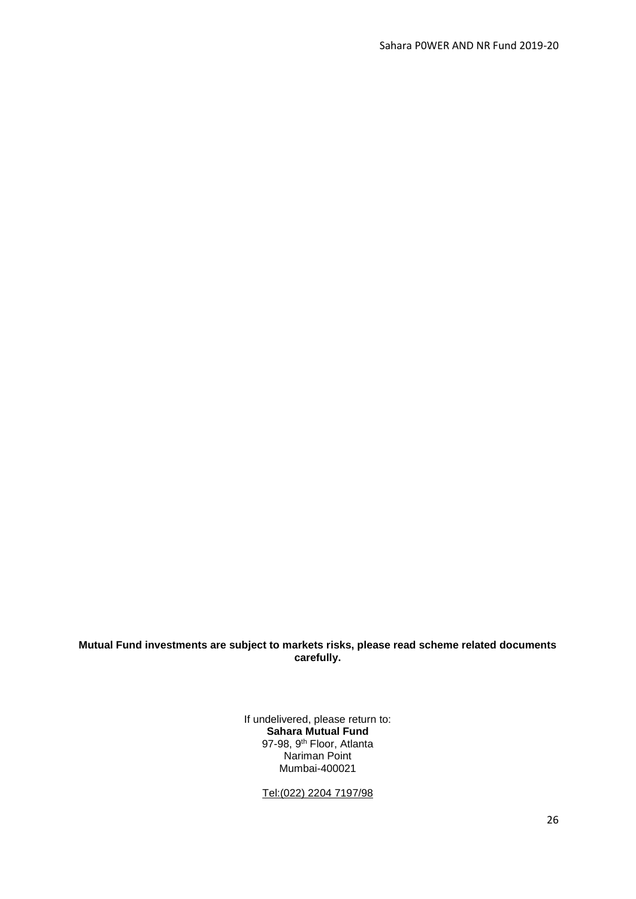**Mutual Fund investments are subject to markets risks, please read scheme related documents carefully.**

If undelivered, please return to:
**Sahara Mutual Fund**
97-98, 9th Floor, Atlanta
Nariman Point
Mumbai-400021

Tel:(022) 2204 7197/98